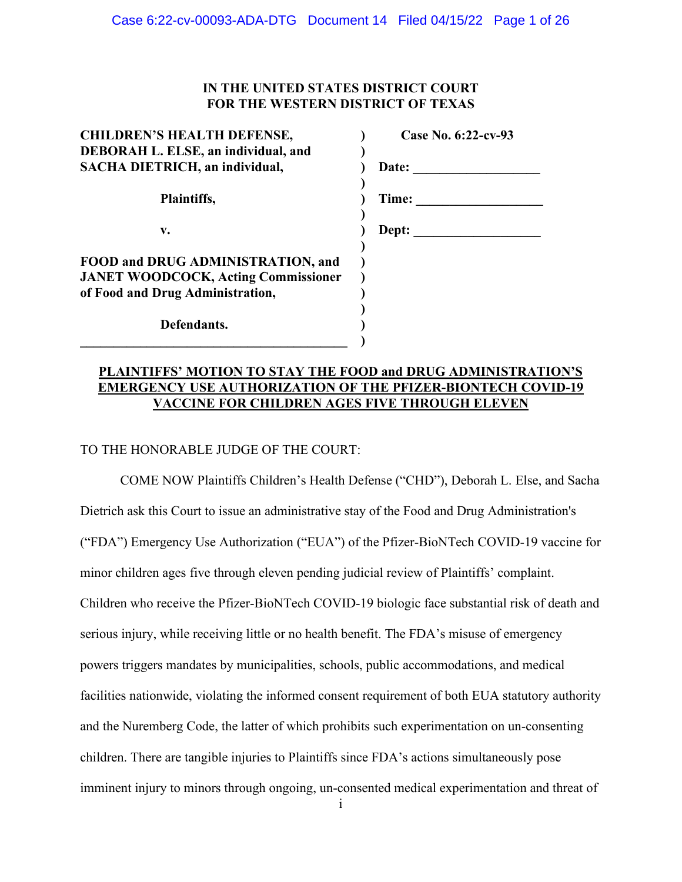**IN THE UNITED STATES DISTRICT COURT**
**FOR THE WESTERN DISTRICT OF TEXAS**

| | | |
|---|---|---|
| **CHILDREN'S HEALTH DEFENSE, DEBORAH L. ELSE, an individual, and SACHA DIETRICH, an individual,** | ) | **Case No. 6:22-cv-93** |
| **Plaintiffs,** | ) | **Date: ___________________** |
| **v.** | ) | **Time: ___________________** |
| **FOOD and DRUG ADMINISTRATION, and JANET WOODCOCK, Acting Commissioner of Food and Drug Administration,** | ) | **Dept: ___________________** |
| **Defendants.** | ) | |

**PLAINTIFFS' MOTION TO STAY THE FOOD and DRUG ADMINISTRATION'S EMERGENCY USE AUTHORIZATION OF THE PFIZER-BIONTECH COVID-19 VACCINE FOR CHILDREN AGES FIVE THROUGH ELEVEN**

TO THE HONORABLE JUDGE OF THE COURT:

COME NOW Plaintiffs Children's Health Defense ("CHD"), Deborah L. Else, and Sacha Dietrich ask this Court to issue an administrative stay of the Food and Drug Administration's ("FDA") Emergency Use Authorization ("EUA") of the Pfizer-BioNTech COVID-19 vaccine for minor children ages five through eleven pending judicial review of Plaintiffs' complaint. Children who receive the Pfizer-BioNTech COVID-19 biologic face substantial risk of death and serious injury, while receiving little or no health benefit. The FDA's misuse of emergency powers triggers mandates by municipalities, schools, public accommodations, and medical facilities nationwide, violating the informed consent requirement of both EUA statutory authority and the Nuremberg Code, the latter of which prohibits such experimentation on un-consenting children. There are tangible injuries to Plaintiffs since FDA's actions simultaneously pose imminent injury to minors through ongoing, un-consented medical experimentation and threat of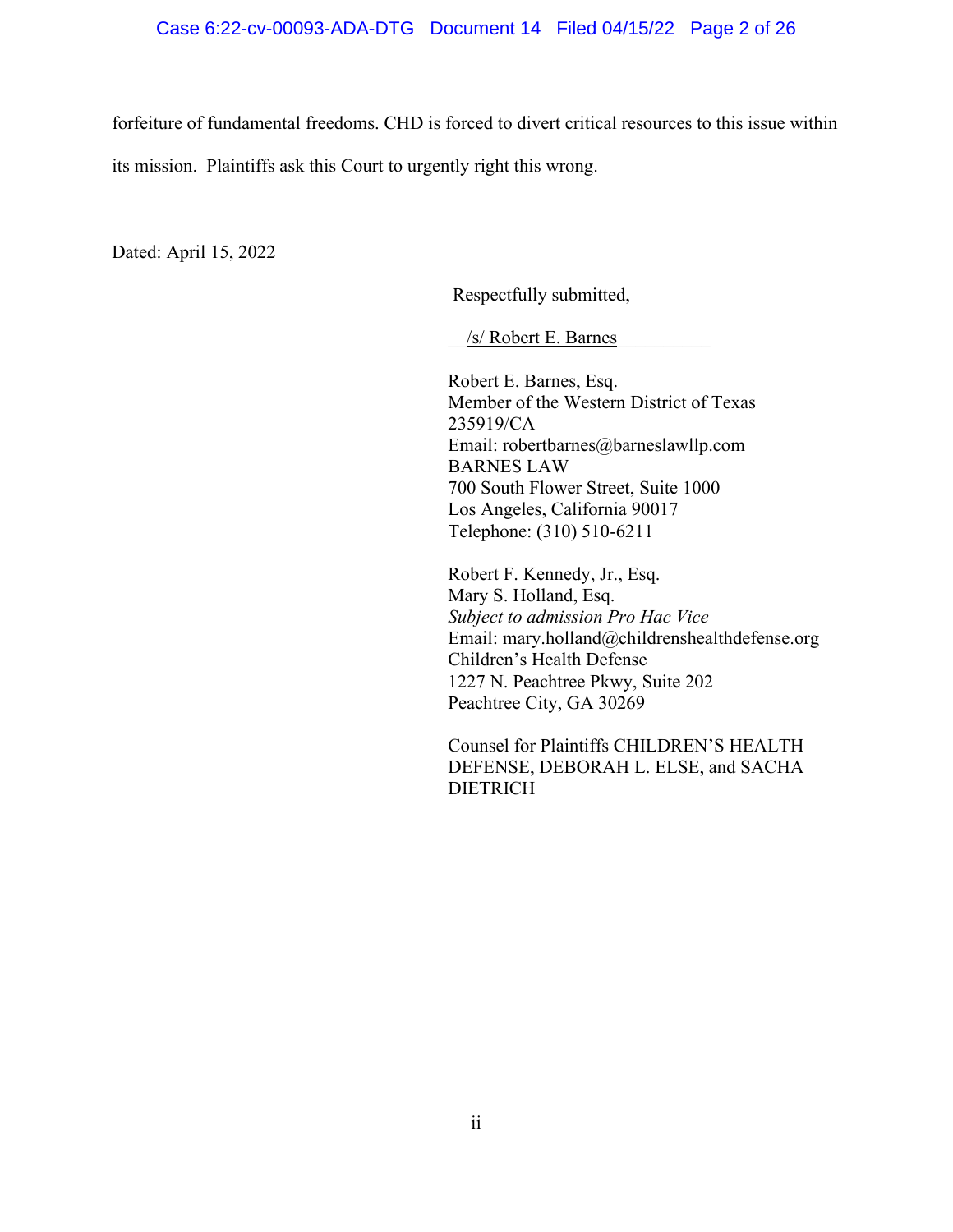forfeiture of fundamental freedoms. CHD is forced to divert critical resources to this issue within its mission. Plaintiffs ask this Court to urgently right this wrong.

Dated: April 15, 2022

Respectfully submitted,

/s/ Robert E. Barnes

Robert E. Barnes, Esq.
Member of the Western District of Texas
235919/CA
Email: robertbarnes@barneslawllp.com
BARNES LAW
700 South Flower Street, Suite 1000
Los Angeles, California 90017
Telephone: (310) 510-6211

Robert F. Kennedy, Jr., Esq.
Mary S. Holland, Esq.
*Subject to admission Pro Hac Vice*
Email: mary.holland@childrenshealthdefense.org
Children's Health Defense
1227 N. Peachtree Pkwy, Suite 202
Peachtree City, GA 30269

Counsel for Plaintiffs CHILDREN'S HEALTH DEFENSE, DEBORAH L. ELSE, and SACHA DIETRICH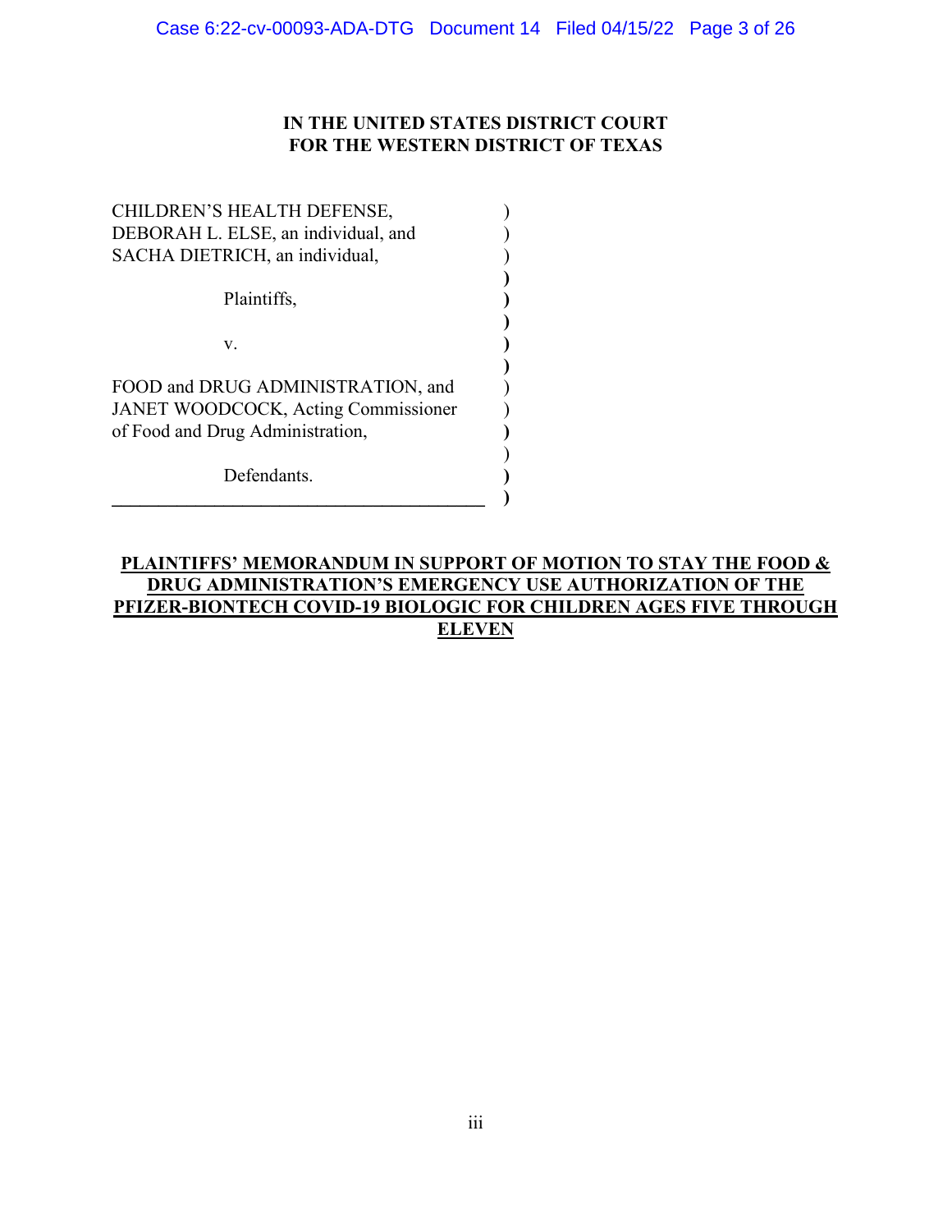**IN THE UNITED STATES DISTRICT COURT**
**FOR THE WESTERN DISTRICT OF TEXAS**

CHILDREN'S HEALTH DEFENSE,
DEBORAH L. ELSE, an individual, and
SACHA DIETRICH, an individual,

Plaintiffs,

v.

FOOD and DRUG ADMINISTRATION, and
JANET WOODCOCK, Acting Commissioner
of Food and Drug Administration,

Defendants.

**PLAINTIFFS' MEMORANDUM IN SUPPORT OF MOTION TO STAY THE FOOD & DRUG ADMINISTRATION'S EMERGENCY USE AUTHORIZATION OF THE PFIZER-BIONTECH COVID-19 BIOLOGIC FOR CHILDREN AGES FIVE THROUGH ELEVEN**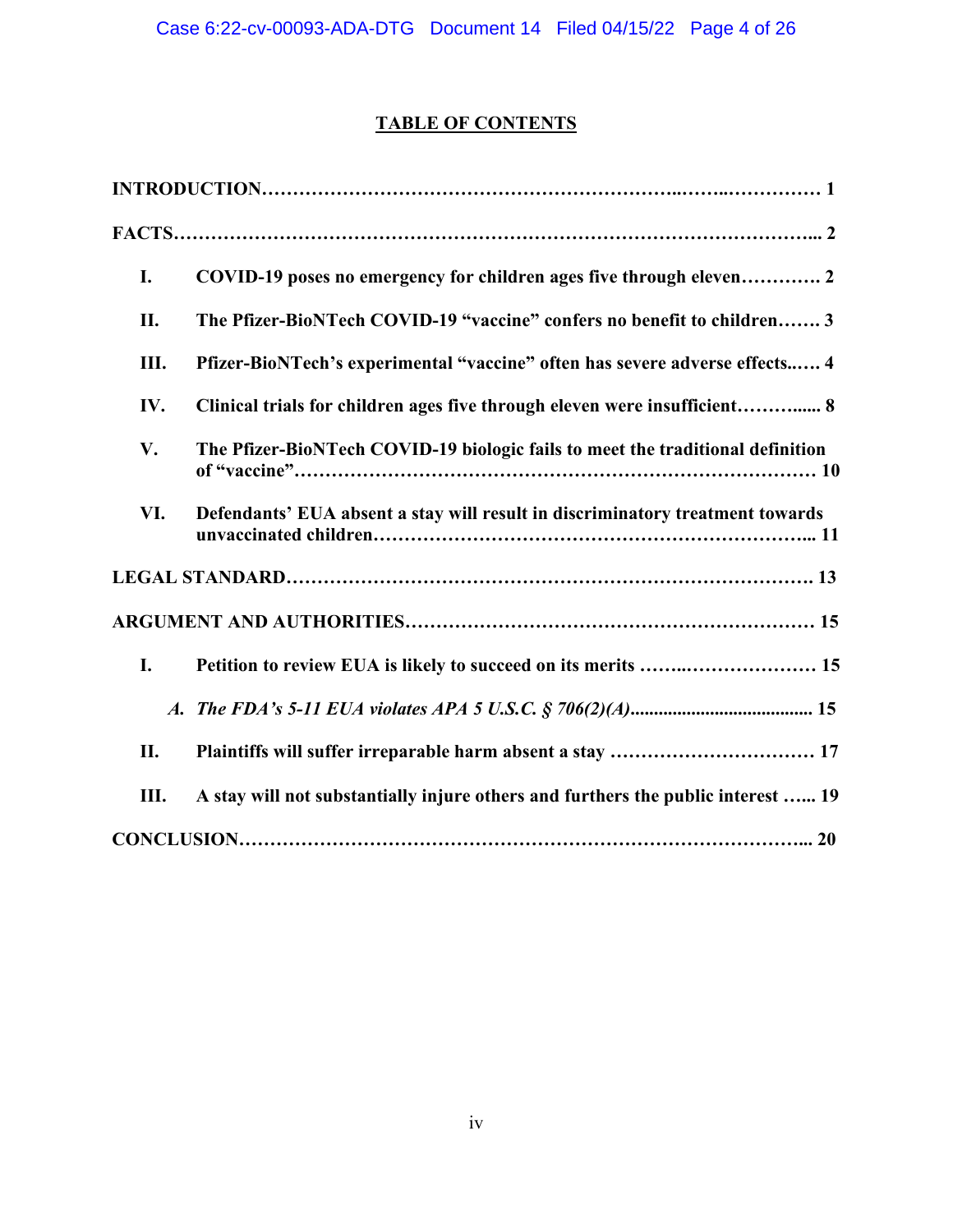# TABLE OF CONTENTS

**INTRODUCTION……………………………………………………..……..…………… 1**

**FACTS…………………………………………………………………………………….... 2**

- **I. COVID-19 poses no emergency for children ages five through eleven…………. 2**
- **II. The Pfizer-BioNTech COVID-19 "vaccine" confers no benefit to children……. 3**
- **III. Pfizer-BioNTech's experimental "vaccine" often has severe adverse effects..…. 4**
- **IV. Clinical trials for children ages five through eleven were insufficient……….... 8**
- **V. The Pfizer-BioNTech COVID-19 biologic fails to meet the traditional definition of "vaccine"……………………………………………………………………… 10**
- **VI. Defendants' EUA absent a stay will result in discriminatory treatment towards unvaccinated children………………………………………………………... 11**

**LEGAL STANDARD………………………………………………………………………. 13**

**ARGUMENT AND AUTHORITIES………………………………………………………… 15**

- **I. Petition to review EUA is likely to succeed on its merits ……..………………… 15**
  - ***A. The FDA's 5-11 EUA violates APA 5 U.S.C. § 706(2)(A)....................................... 15***
- **II. Plaintiffs will suffer irreparable harm absent a stay …………………………… 17**
- **III. A stay will not substantially injure others and furthers the public interest …... 19**

**CONCLUSION…………………………………………………………………………... 20**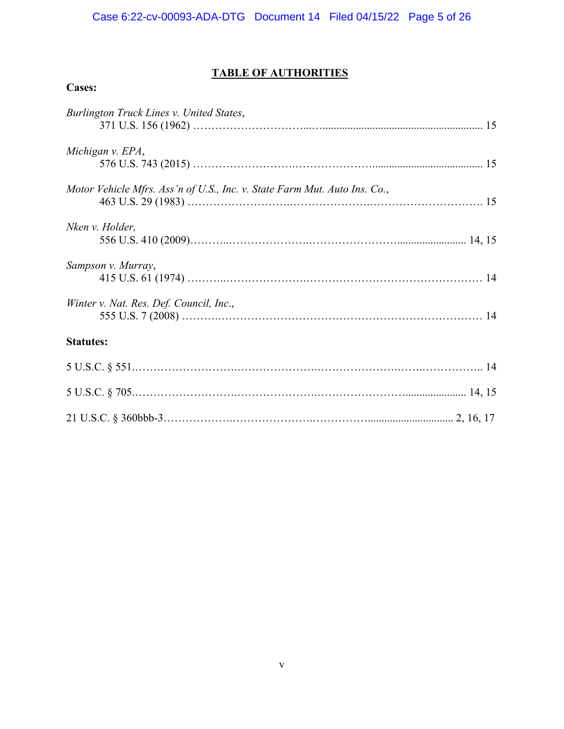# TABLE OF AUTHORITIES

**Cases:**

*Burlington Truck Lines v. United States*,
371 U.S. 156 (1962) ........................................................................ 15

*Michigan v. EPA*,
576 U.S. 743 (2015) ........................................................................ 15

*Motor Vehicle Mfrs. Ass'n of U.S., Inc. v. State Farm Mut. Auto Ins. Co.*,
463 U.S. 29 (1983) .......................................................................... 15

*Nken v. Holder,*
556 U.S. 410 (2009)...................................................................... 14, 15

*Sampson v. Murray*,
415 U.S. 61 (1974) .......................................................................... 14

*Winter v. Nat. Res. Def. Council, Inc.*,
555 U.S. 7 (2008) ............................................................................ 14

**Statutes:**

5 U.S.C. § 551.................................................................................... 14

5 U.S.C. § 705.............................................................................. 14, 15

21 U.S.C. § 360bbb-3............................................................... 2, 16, 17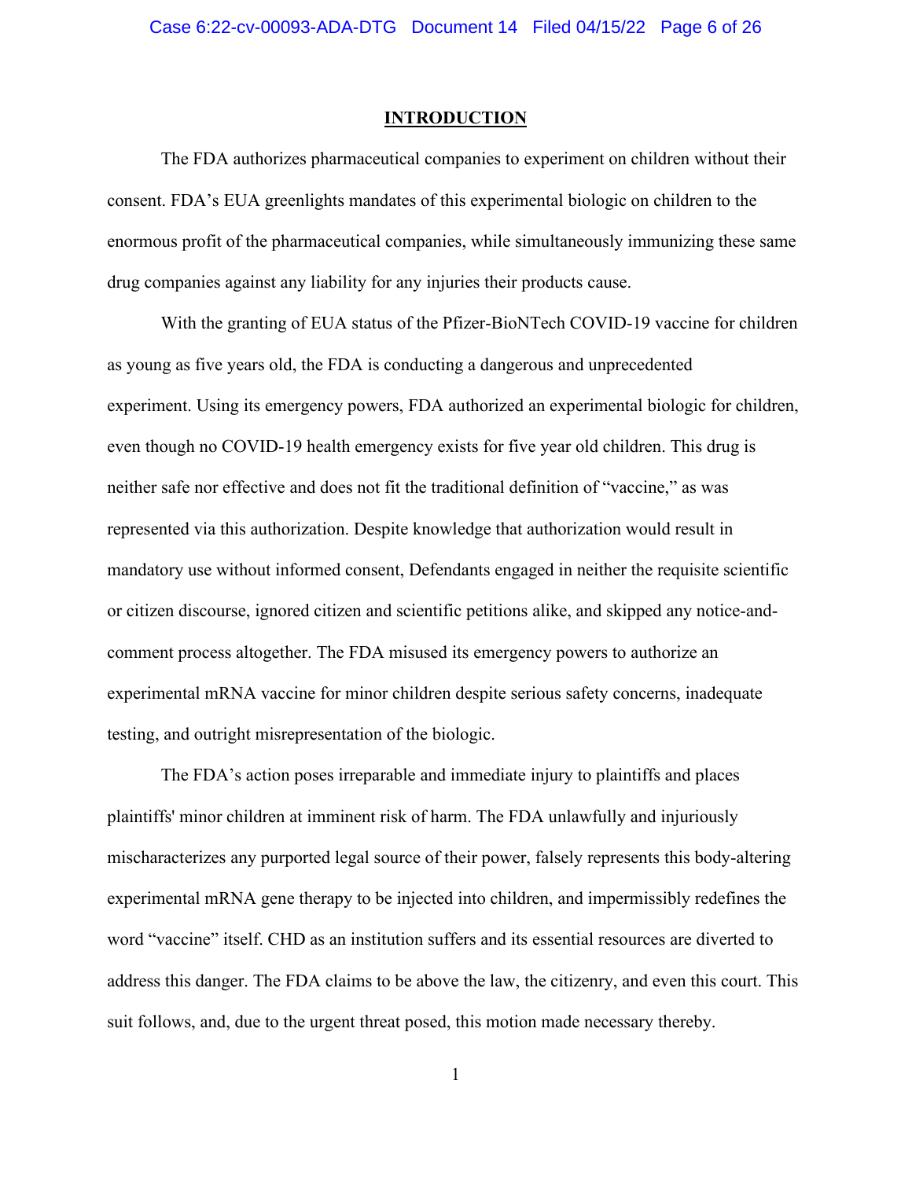## INTRODUCTION

The FDA authorizes pharmaceutical companies to experiment on children without their consent. FDA's EUA greenlights mandates of this experimental biologic on children to the enormous profit of the pharmaceutical companies, while simultaneously immunizing these same drug companies against any liability for any injuries their products cause.

With the granting of EUA status of the Pfizer-BioNTech COVID-19 vaccine for children as young as five years old, the FDA is conducting a dangerous and unprecedented experiment. Using its emergency powers, FDA authorized an experimental biologic for children, even though no COVID-19 health emergency exists for five year old children. This drug is neither safe nor effective and does not fit the traditional definition of "vaccine," as was represented via this authorization. Despite knowledge that authorization would result in mandatory use without informed consent, Defendants engaged in neither the requisite scientific or citizen discourse, ignored citizen and scientific petitions alike, and skipped any notice-and-comment process altogether. The FDA misused its emergency powers to authorize an experimental mRNA vaccine for minor children despite serious safety concerns, inadequate testing, and outright misrepresentation of the biologic.

The FDA's action poses irreparable and immediate injury to plaintiffs and places plaintiffs' minor children at imminent risk of harm. The FDA unlawfully and injuriously mischaracterizes any purported legal source of their power, falsely represents this body-altering experimental mRNA gene therapy to be injected into children, and impermissibly redefines the word "vaccine" itself. CHD as an institution suffers and its essential resources are diverted to address this danger. The FDA claims to be above the law, the citizenry, and even this court. This suit follows, and, due to the urgent threat posed, this motion made necessary thereby.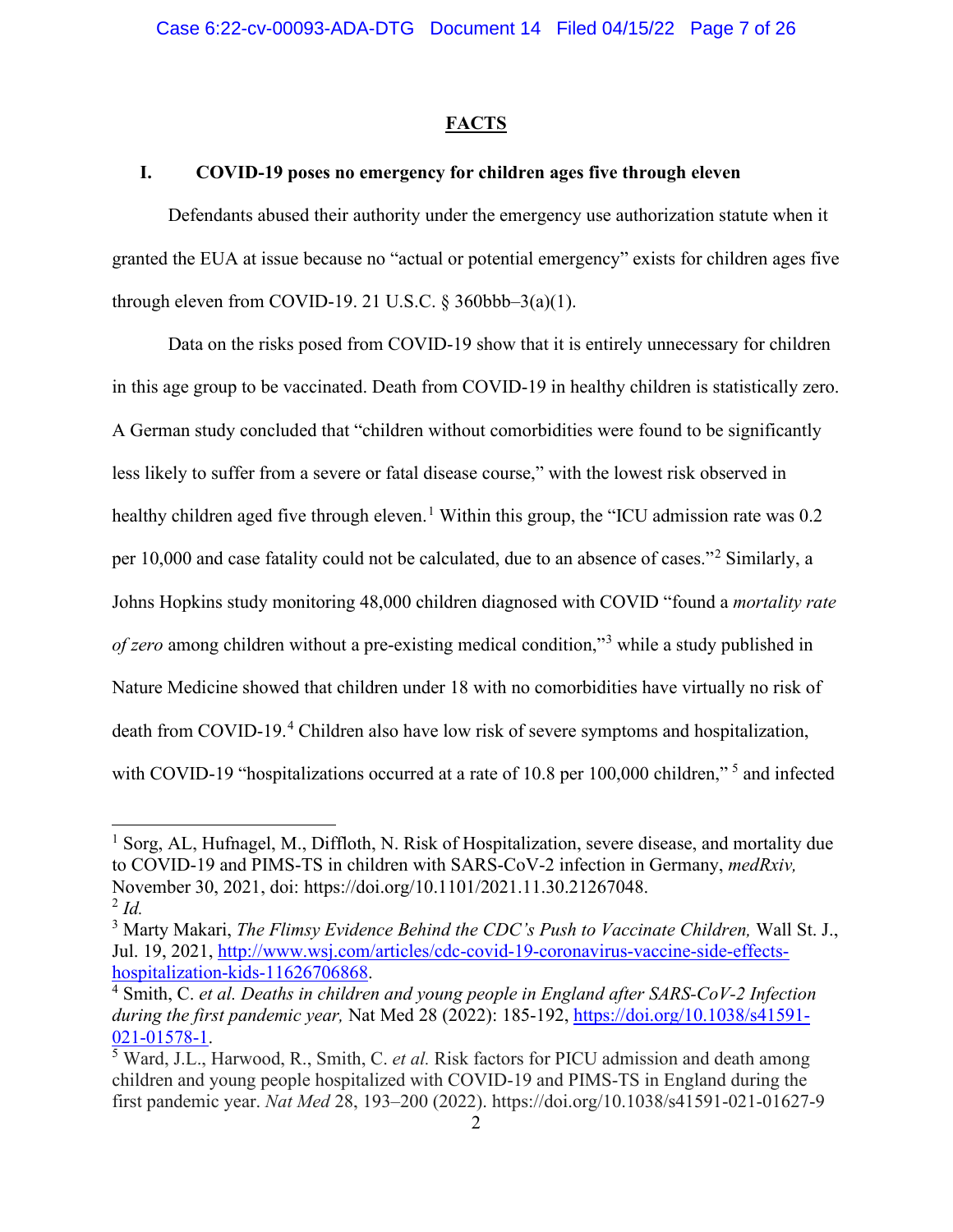## FACTS

### I. COVID-19 poses no emergency for children ages five through eleven

Defendants abused their authority under the emergency use authorization statute when it granted the EUA at issue because no "actual or potential emergency" exists for children ages five through eleven from COVID-19. 21 U.S.C. § 360bbb–3(a)(1).

Data on the risks posed from COVID-19 show that it is entirely unnecessary for children in this age group to be vaccinated. Death from COVID-19 in healthy children is statistically zero. A German study concluded that "children without comorbidities were found to be significantly less likely to suffer from a severe or fatal disease course," with the lowest risk observed in healthy children aged five through eleven.[1] Within this group, the "ICU admission rate was 0.2 per 10,000 and case fatality could not be calculated, due to an absence of cases."[2] Similarly, a Johns Hopkins study monitoring 48,000 children diagnosed with COVID "found a *mortality rate of zero* among children without a pre-existing medical condition,"[3] while a study published in Nature Medicine showed that children under 18 with no comorbidities have virtually no risk of death from COVID-19.[4] Children also have low risk of severe symptoms and hospitalization, with COVID-19 "hospitalizations occurred at a rate of 10.8 per 100,000 children," [5] and infected

---

[1] Sorg, AL, Hufnagel, M., Diffloth, N. Risk of Hospitalization, severe disease, and mortality due to COVID-19 and PIMS-TS in children with SARS-CoV-2 infection in Germany, *medRxiv,* November 30, 2021, doi: https://doi.org/10.1101/2021.11.30.21267048.

[2] *Id.*

[3] Marty Makari, *The Flimsy Evidence Behind the CDC's Push to Vaccinate Children,* Wall St. J., Jul. 19, 2021, http://www.wsj.com/articles/cdc-covid-19-coronavirus-vaccine-side-effects-hospitalization-kids-11626706868.

[4] Smith, C. *et al. Deaths in children and young people in England after SARS-CoV-2 Infection during the first pandemic year,* Nat Med 28 (2022): 185-192, https://doi.org/10.1038/s41591-021-01578-1.

[5] Ward, J.L., Harwood, R., Smith, C. *et al.* Risk factors for PICU admission and death among children and young people hospitalized with COVID-19 and PIMS-TS in England during the first pandemic year. *Nat Med* 28, 193–200 (2022). https://doi.org/10.1038/s41591-021-01627-9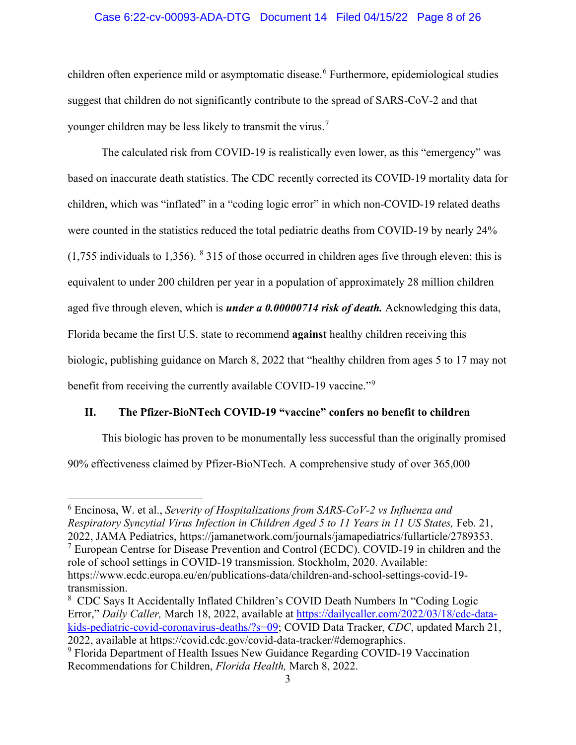children often experience mild or asymptomatic disease.[6] Furthermore, epidemiological studies suggest that children do not significantly contribute to the spread of SARS-CoV-2 and that younger children may be less likely to transmit the virus.[7]

The calculated risk from COVID-19 is realistically even lower, as this "emergency" was based on inaccurate death statistics. The CDC recently corrected its COVID-19 mortality data for children, which was "inflated" in a "coding logic error" in which non-COVID-19 related deaths were counted in the statistics reduced the total pediatric deaths from COVID-19 by nearly 24% (1,755 individuals to 1,356). [8] 315 of those occurred in children ages five through eleven; this is equivalent to under 200 children per year in a population of approximately 28 million children aged five through eleven, which is ***under a 0.00000714 risk of death.*** Acknowledging this data, Florida became the first U.S. state to recommend **against** healthy children receiving this biologic, publishing guidance on March 8, 2022 that "healthy children from ages 5 to 17 may not benefit from receiving the currently available COVID-19 vaccine."[9]

## II. The Pfizer-BioNTech COVID-19 "vaccine" confers no benefit to children

This biologic has proven to be monumentally less successful than the originally promised 90% effectiveness claimed by Pfizer-BioNTech. A comprehensive study of over 365,000

---

[6] Encinosa, W. et al., *Severity of Hospitalizations from SARS-CoV-2 vs Influenza and Respiratory Syncytial Virus Infection in Children Aged 5 to 11 Years in 11 US States,* Feb. 21, 2022, JAMA Pediatrics, https://jamanetwork.com/journals/jamapediatrics/fullarticle/2789353.

[7] European Centrse for Disease Prevention and Control (ECDC). COVID-19 in children and the role of school settings in COVID-19 transmission. Stockholm, 2020. Available: https://www.ecdc.europa.eu/en/publications-data/children-and-school-settings-covid-19-transmission.

[8] CDC Says It Accidentally Inflated Children's COVID Death Numbers In "Coding Logic Error," *Daily Caller,* March 18, 2022, available at https://dailycaller.com/2022/03/18/cdc-data-kids-pediatric-covid-coronavirus-deaths/?s=09; COVID Data Tracker, *CDC*, updated March 21, 2022, available at https://covid.cdc.gov/covid-data-tracker/#demographics.

[9] Florida Department of Health Issues New Guidance Regarding COVID-19 Vaccination Recommendations for Children, *Florida Health,* March 8, 2022.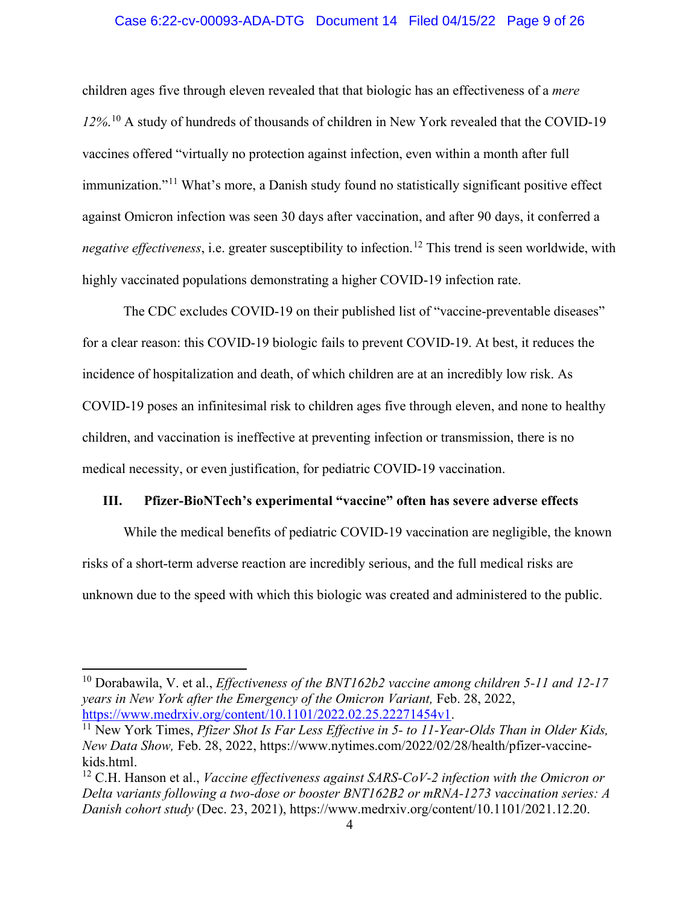children ages five through eleven revealed that that biologic has an effectiveness of a *mere 12%.*[10] A study of hundreds of thousands of children in New York revealed that the COVID-19 vaccines offered "virtually no protection against infection, even within a month after full immunization."[11] What's more, a Danish study found no statistically significant positive effect against Omicron infection was seen 30 days after vaccination, and after 90 days, it conferred a *negative effectiveness*, i.e. greater susceptibility to infection.[12] This trend is seen worldwide, with highly vaccinated populations demonstrating a higher COVID-19 infection rate.

The CDC excludes COVID-19 on their published list of "vaccine-preventable diseases" for a clear reason: this COVID-19 biologic fails to prevent COVID-19. At best, it reduces the incidence of hospitalization and death, of which children are at an incredibly low risk. As COVID-19 poses an infinitesimal risk to children ages five through eleven, and none to healthy children, and vaccination is ineffective at preventing infection or transmission, there is no medical necessity, or even justification, for pediatric COVID-19 vaccination.

### III. Pfizer-BioNTech's experimental "vaccine" often has severe adverse effects

While the medical benefits of pediatric COVID-19 vaccination are negligible, the known risks of a short-term adverse reaction are incredibly serious, and the full medical risks are unknown due to the speed with which this biologic was created and administered to the public.

---

[10] Dorabawila, V. et al., *Effectiveness of the BNT162b2 vaccine among children 5-11 and 12-17 years in New York after the Emergency of the Omicron Variant,* Feb. 28, 2022, https://www.medrxiv.org/content/10.1101/2022.02.25.22271454v1.

[11] New York Times, *Pfizer Shot Is Far Less Effective in 5- to 11-Year-Olds Than in Older Kids, New Data Show,* Feb. 28, 2022, https://www.nytimes.com/2022/02/28/health/pfizer-vaccine-kids.html.

[12] C.H. Hanson et al., *Vaccine effectiveness against SARS-CoV-2 infection with the Omicron or Delta variants following a two-dose or booster BNT162B2 or mRNA-1273 vaccination series: A Danish cohort study* (Dec. 23, 2021), https://www.medrxiv.org/content/10.1101/2021.12.20.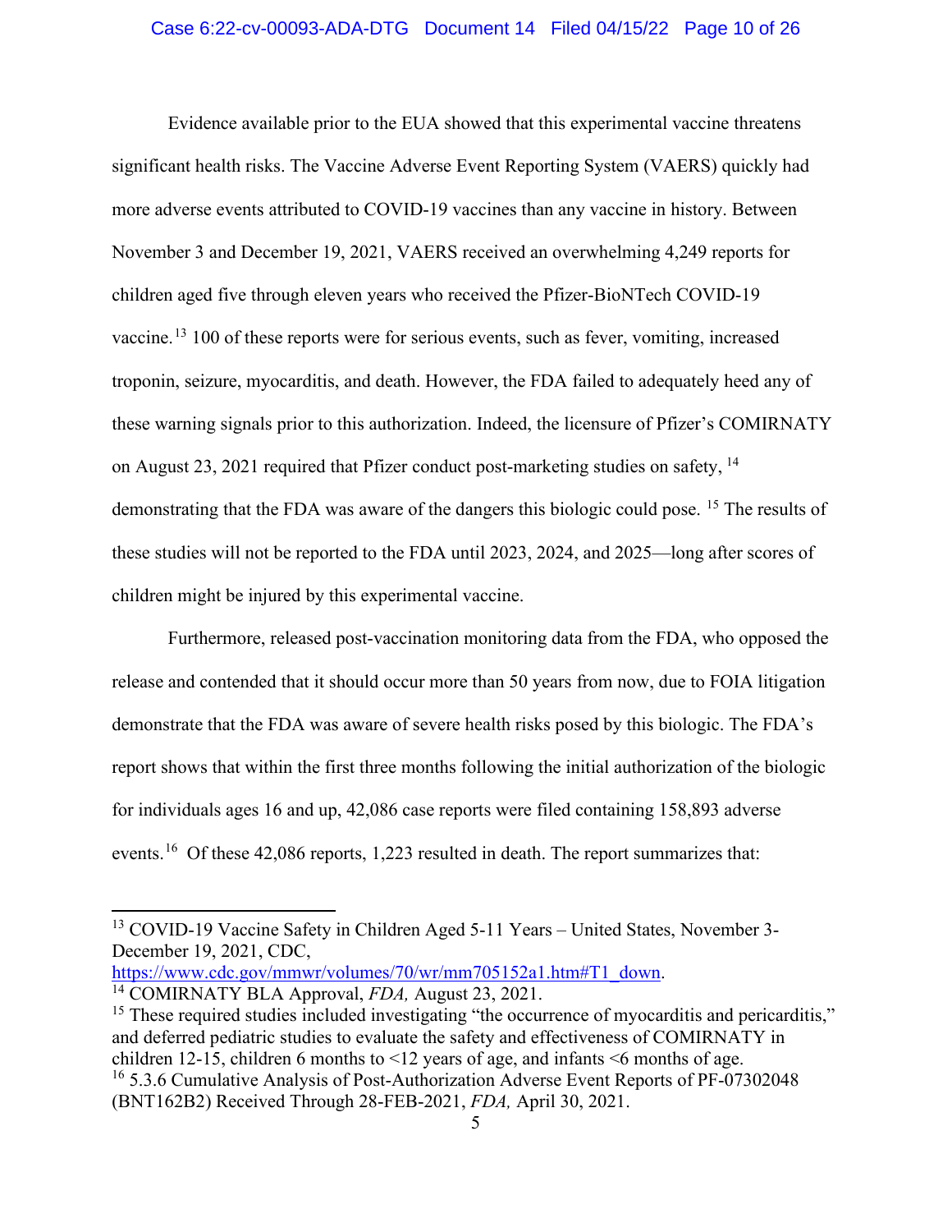Evidence available prior to the EUA showed that this experimental vaccine threatens significant health risks. The Vaccine Adverse Event Reporting System (VAERS) quickly had more adverse events attributed to COVID-19 vaccines than any vaccine in history. Between November 3 and December 19, 2021, VAERS received an overwhelming 4,249 reports for children aged five through eleven years who received the Pfizer-BioNTech COVID-19 vaccine.[13] 100 of these reports were for serious events, such as fever, vomiting, increased troponin, seizure, myocarditis, and death. However, the FDA failed to adequately heed any of these warning signals prior to this authorization. Indeed, the licensure of Pfizer's COMIRNATY on August 23, 2021 required that Pfizer conduct post-marketing studies on safety, [14] demonstrating that the FDA was aware of the dangers this biologic could pose. [15] The results of these studies will not be reported to the FDA until 2023, 2024, and 2025—long after scores of children might be injured by this experimental vaccine.

Furthermore, released post-vaccination monitoring data from the FDA, who opposed the release and contended that it should occur more than 50 years from now, due to FOIA litigation demonstrate that the FDA was aware of severe health risks posed by this biologic. The FDA's report shows that within the first three months following the initial authorization of the biologic for individuals ages 16 and up, 42,086 case reports were filed containing 158,893 adverse events.[16] Of these 42,086 reports, 1,223 resulted in death. The report summarizes that:

---

[13] COVID-19 Vaccine Safety in Children Aged 5-11 Years – United States, November 3-December 19, 2021, CDC, https://www.cdc.gov/mmwr/volumes/70/wr/mm705152a1.htm#T1_down.

[14] COMIRNATY BLA Approval, *FDA,* August 23, 2021.

[15] These required studies included investigating "the occurrence of myocarditis and pericarditis," and deferred pediatric studies to evaluate the safety and effectiveness of COMIRNATY in children 12-15, children 6 months to <12 years of age, and infants <6 months of age.

[16] 5.3.6 Cumulative Analysis of Post-Authorization Adverse Event Reports of PF-07302048 (BNT162B2) Received Through 28-FEB-2021, *FDA,* April 30, 2021.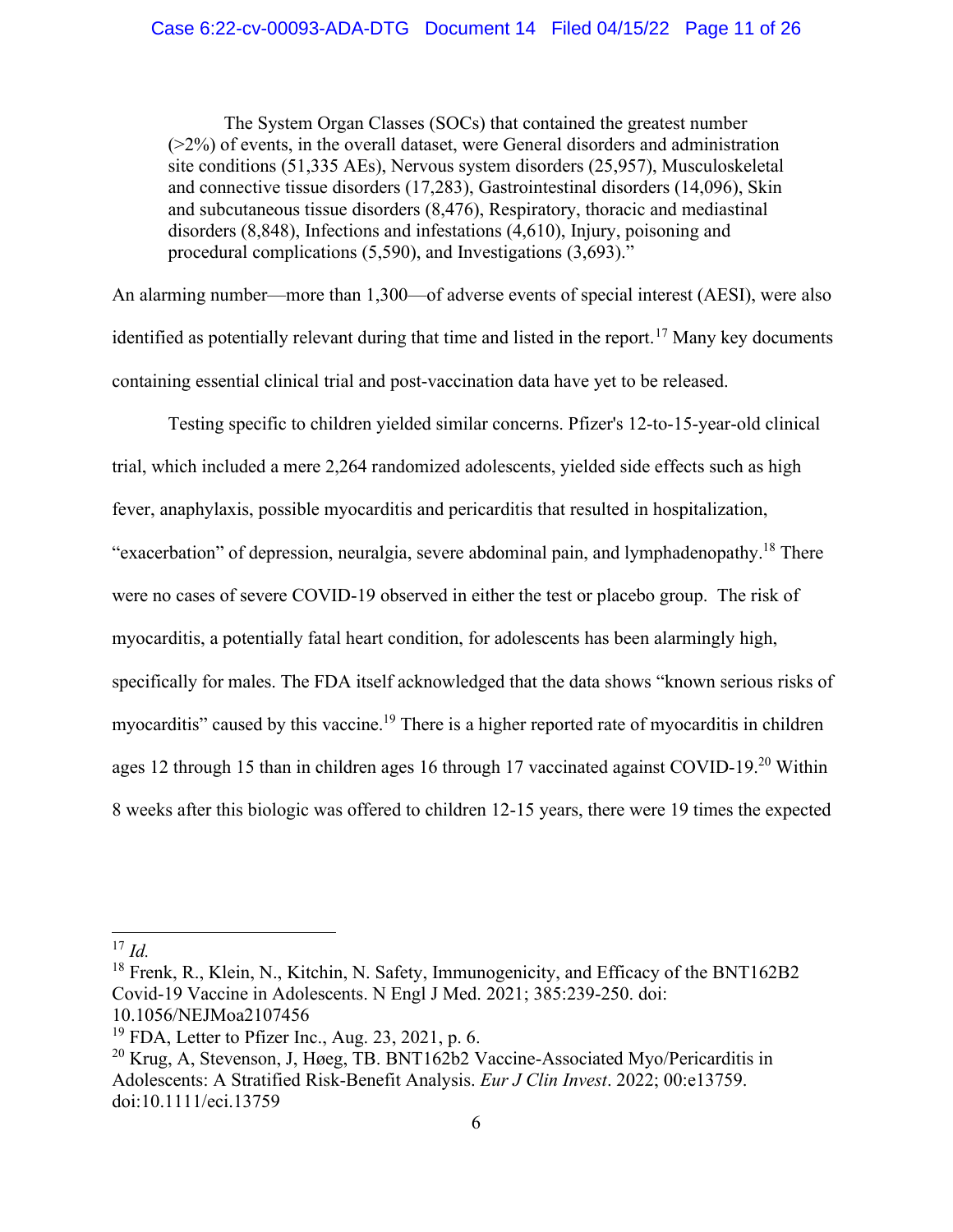> The System Organ Classes (SOCs) that contained the greatest number (>2%) of events, in the overall dataset, were General disorders and administration site conditions (51,335 AEs), Nervous system disorders (25,957), Musculoskeletal and connective tissue disorders (17,283), Gastrointestinal disorders (14,096), Skin and subcutaneous tissue disorders (8,476), Respiratory, thoracic and mediastinal disorders (8,848), Infections and infestations (4,610), Injury, poisoning and procedural complications (5,590), and Investigations (3,693)."

An alarming number—more than 1,300—of adverse events of special interest (AESI), were also identified as potentially relevant during that time and listed in the report.[17] Many key documents containing essential clinical trial and post-vaccination data have yet to be released.

Testing specific to children yielded similar concerns. Pfizer's 12-to-15-year-old clinical trial, which included a mere 2,264 randomized adolescents, yielded side effects such as high fever, anaphylaxis, possible myocarditis and pericarditis that resulted in hospitalization, "exacerbation" of depression, neuralgia, severe abdominal pain, and lymphadenopathy.[18] There were no cases of severe COVID-19 observed in either the test or placebo group. The risk of myocarditis, a potentially fatal heart condition, for adolescents has been alarmingly high, specifically for males. The FDA itself acknowledged that the data shows "known serious risks of myocarditis" caused by this vaccine.[19] There is a higher reported rate of myocarditis in children ages 12 through 15 than in children ages 16 through 17 vaccinated against COVID-19.[20] Within 8 weeks after this biologic was offered to children 12-15 years, there were 19 times the expected

---

[17] *Id.*

[18] Frenk, R., Klein, N., Kitchin, N. Safety, Immunogenicity, and Efficacy of the BNT162B2 Covid-19 Vaccine in Adolescents. N Engl J Med. 2021; 385:239-250. doi: 10.1056/NEJMoa2107456

[19] FDA, Letter to Pfizer Inc., Aug. 23, 2021, p. 6.

[20] Krug, A, Stevenson, J, Høeg, TB. BNT162b2 Vaccine-Associated Myo/Pericarditis in Adolescents: A Stratified Risk-Benefit Analysis. *Eur J Clin Invest*. 2022; 00:e13759. doi:10.1111/eci.13759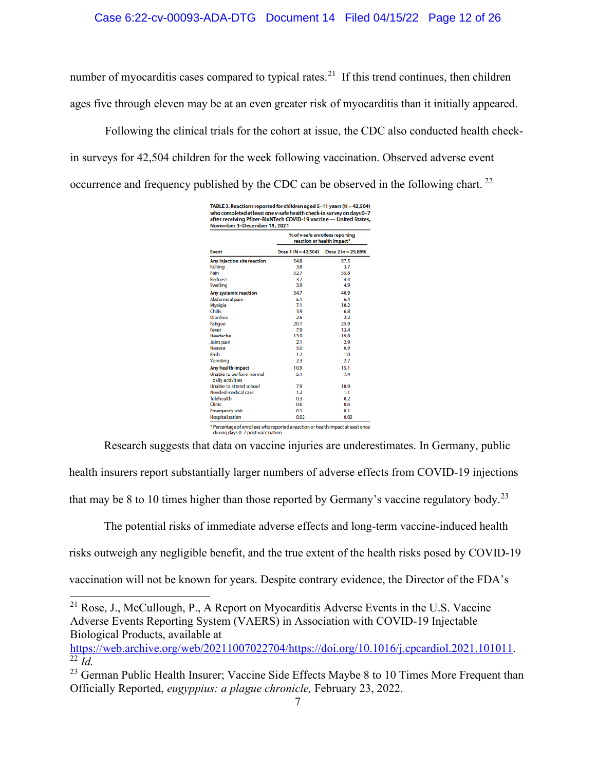number of myocarditis cases compared to typical rates.[21] If this trend continues, then children ages five through eleven may be at an even greater risk of myocarditis than it initially appeared.

Following the clinical trials for the cohort at issue, the CDC also conducted health check-in surveys for 42,504 children for the week following vaccination. Observed adverse event occurrence and frequency published by the CDC can be observed in the following chart.[22]

**TABLE 3. Reactions reported for children aged 5–11 years (N = 42,504) who completed at least one v-safe health check-in survey on days 0–7 after receiving Pfizer-BioNTech COVID-19 vaccine — United States, November 3–December 19, 2021**

| Event | % of v-safe enrollees reporting reaction or health impact* | |
|---|---|---|
| | Dose 1 (N = 42,504) | Dose 2 (n = 29,899) |
| **Any injection site reaction** | 54.8 | 57.5 |
| Itching | 3.8 | 3.7 |
| Pain | 52.7 | 55.8 |
| Redness | 3.7 | 4.4 |
| Swelling | 3.9 | 4.9 |
| **Any systemic reaction** | 34.7 | 40.9 |
| Abdominal pain | 5.1 | 6.4 |
| Myalgia | 7.1 | 10.2 |
| Chills | 3.9 | 6.8 |
| Diarrhea | 2.6 | 2.2 |
| Fatigue | 20.1 | 25.9 |
| Fever | 7.9 | 13.4 |
| Headache | 13.9 | 19.8 |
| Joint pain | 2.1 | 2.9 |
| Nausea | 5.0 | 6.9 |
| Rash | 1.2 | 1.0 |
| Vomiting | 2.3 | 2.7 |
| **Any health impact** | 10.9 | 15.1 |
| Unable to perform normal daily activities | 5.1 | 7.4 |
| Unable to attend school | 7.9 | 10.9 |
| Needed medical care | 1.2 | 1.1 |
| Telehealth | 0.3 | 0.2 |
| Clinic | 0.6 | 0.6 |
| Emergency visit | 0.1 | 0.1 |
| Hospitalization | 0.02 | 0.02 |

\* Percentage of enrollees who reported a reaction or health impact at least once during days 0–7 post-vaccination.

Research suggests that data on vaccine injuries are underestimates. In Germany, public health insurers report substantially larger numbers of adverse effects from COVID-19 injections that may be 8 to 10 times higher than those reported by Germany's vaccine regulatory body.[23]

The potential risks of immediate adverse effects and long-term vaccine-induced health risks outweigh any negligible benefit, and the true extent of the health risks posed by COVID-19 vaccination will not be known for years. Despite contrary evidence, the Director of the FDA's

---

[21] Rose, J., McCullough, P., A Report on Myocarditis Adverse Events in the U.S. Vaccine Adverse Events Reporting System (VAERS) in Association with COVID-19 Injectable Biological Products, available at https://web.archive.org/web/20211007022704/https://doi.org/10.1016/j.cpcardiol.2021.101011.

[22] *Id.*

[23] German Public Health Insurer; Vaccine Side Effects Maybe 8 to 10 Times More Frequent than Officially Reported, *eugyppius: a plague chronicle,* February 23, 2022.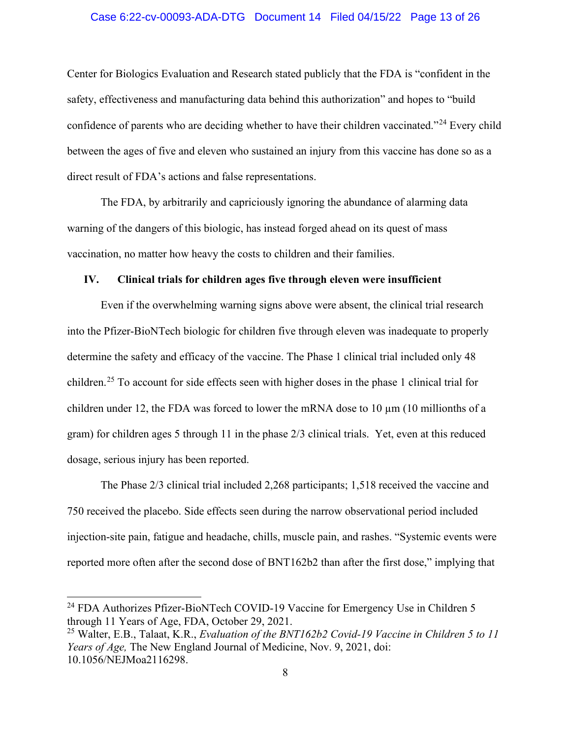Center for Biologics Evaluation and Research stated publicly that the FDA is "confident in the safety, effectiveness and manufacturing data behind this authorization" and hopes to "build confidence of parents who are deciding whether to have their children vaccinated."[24] Every child between the ages of five and eleven who sustained an injury from this vaccine has done so as a direct result of FDA's actions and false representations.

The FDA, by arbitrarily and capriciously ignoring the abundance of alarming data warning of the dangers of this biologic, has instead forged ahead on its quest of mass vaccination, no matter how heavy the costs to children and their families.

## IV. Clinical trials for children ages five through eleven were insufficient

Even if the overwhelming warning signs above were absent, the clinical trial research into the Pfizer-BioNTech biologic for children five through eleven was inadequate to properly determine the safety and efficacy of the vaccine. The Phase 1 clinical trial included only 48 children.[25] To account for side effects seen with higher doses in the phase 1 clinical trial for children under 12, the FDA was forced to lower the mRNA dose to 10 µm (10 millionths of a gram) for children ages 5 through 11 in the phase 2/3 clinical trials. Yet, even at this reduced dosage, serious injury has been reported.

The Phase 2/3 clinical trial included 2,268 participants; 1,518 received the vaccine and 750 received the placebo. Side effects seen during the narrow observational period included injection-site pain, fatigue and headache, chills, muscle pain, and rashes. "Systemic events were reported more often after the second dose of BNT162b2 than after the first dose," implying that

---

[24] FDA Authorizes Pfizer-BioNTech COVID-19 Vaccine for Emergency Use in Children 5 through 11 Years of Age, FDA, October 29, 2021.

[25] Walter, E.B., Talaat, K.R., *Evaluation of the BNT162b2 Covid-19 Vaccine in Children 5 to 11 Years of Age,* The New England Journal of Medicine, Nov. 9, 2021, doi: 10.1056/NEJMoa2116298.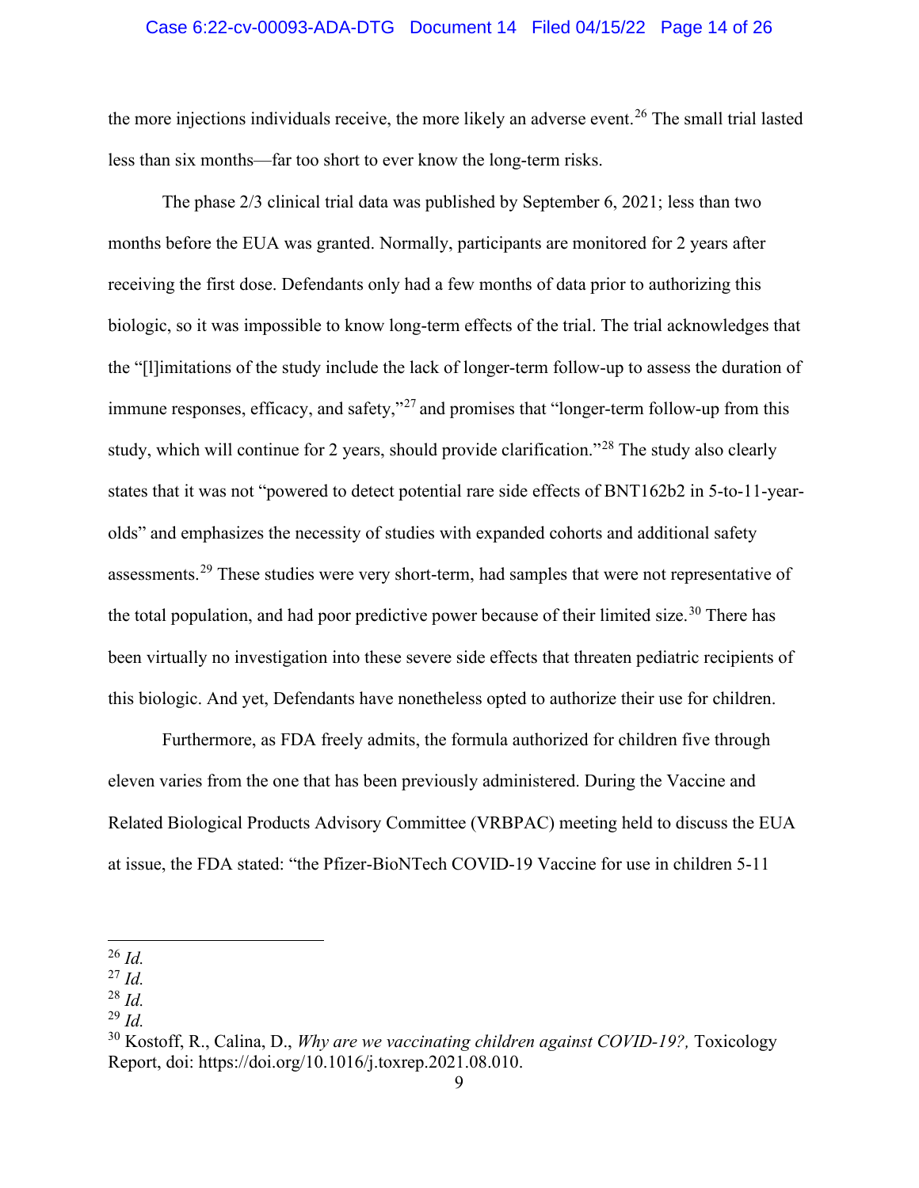the more injections individuals receive, the more likely an adverse event.[26] The small trial lasted less than six months—far too short to ever know the long-term risks.

The phase 2/3 clinical trial data was published by September 6, 2021; less than two months before the EUA was granted. Normally, participants are monitored for 2 years after receiving the first dose. Defendants only had a few months of data prior to authorizing this biologic, so it was impossible to know long-term effects of the trial. The trial acknowledges that the "[l]imitations of the study include the lack of longer-term follow-up to assess the duration of immune responses, efficacy, and safety,"[27] and promises that "longer-term follow-up from this study, which will continue for 2 years, should provide clarification."[28] The study also clearly states that it was not "powered to detect potential rare side effects of BNT162b2 in 5-to-11-year-olds" and emphasizes the necessity of studies with expanded cohorts and additional safety assessments.[29] These studies were very short-term, had samples that were not representative of the total population, and had poor predictive power because of their limited size.[30] There has been virtually no investigation into these severe side effects that threaten pediatric recipients of this biologic. And yet, Defendants have nonetheless opted to authorize their use for children.

Furthermore, as FDA freely admits, the formula authorized for children five through eleven varies from the one that has been previously administered. During the Vaccine and Related Biological Products Advisory Committee (VRBPAC) meeting held to discuss the EUA at issue, the FDA stated: "the Pfizer-BioNTech COVID-19 Vaccine for use in children 5-11

---

[26] *Id.*

[27] *Id.*

[28] *Id.*

[29] *Id.*

[30] Kostoff, R., Calina, D., *Why are we vaccinating children against COVID-19?,* Toxicology Report, doi: https://doi.org/10.1016/j.toxrep.2021.08.010.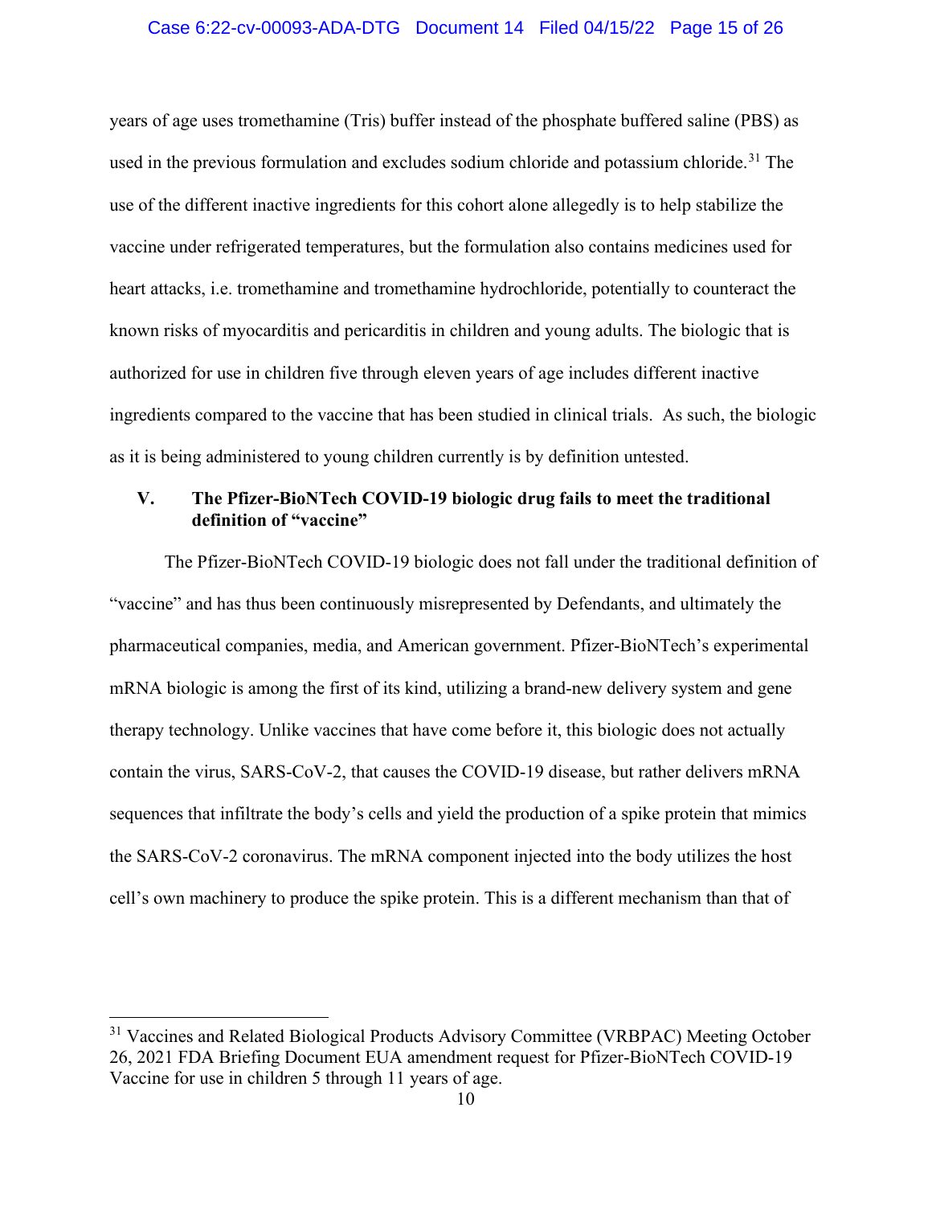years of age uses tromethamine (Tris) buffer instead of the phosphate buffered saline (PBS) as used in the previous formulation and excludes sodium chloride and potassium chloride.[31] The use of the different inactive ingredients for this cohort alone allegedly is to help stabilize the vaccine under refrigerated temperatures, but the formulation also contains medicines used for heart attacks, i.e. tromethamine and tromethamine hydrochloride, potentially to counteract the known risks of myocarditis and pericarditis in children and young adults. The biologic that is authorized for use in children five through eleven years of age includes different inactive ingredients compared to the vaccine that has been studied in clinical trials. As such, the biologic as it is being administered to young children currently is by definition untested.

## V. The Pfizer-BioNTech COVID-19 biologic drug fails to meet the traditional definition of "vaccine"

The Pfizer-BioNTech COVID-19 biologic does not fall under the traditional definition of "vaccine" and has thus been continuously misrepresented by Defendants, and ultimately the pharmaceutical companies, media, and American government. Pfizer-BioNTech's experimental mRNA biologic is among the first of its kind, utilizing a brand-new delivery system and gene therapy technology. Unlike vaccines that have come before it, this biologic does not actually contain the virus, SARS-CoV-2, that causes the COVID-19 disease, but rather delivers mRNA sequences that infiltrate the body's cells and yield the production of a spike protein that mimics the SARS-CoV-2 coronavirus. The mRNA component injected into the body utilizes the host cell's own machinery to produce the spike protein. This is a different mechanism than that of

---

[31] Vaccines and Related Biological Products Advisory Committee (VRBPAC) Meeting October 26, 2021 FDA Briefing Document EUA amendment request for Pfizer-BioNTech COVID-19 Vaccine for use in children 5 through 11 years of age.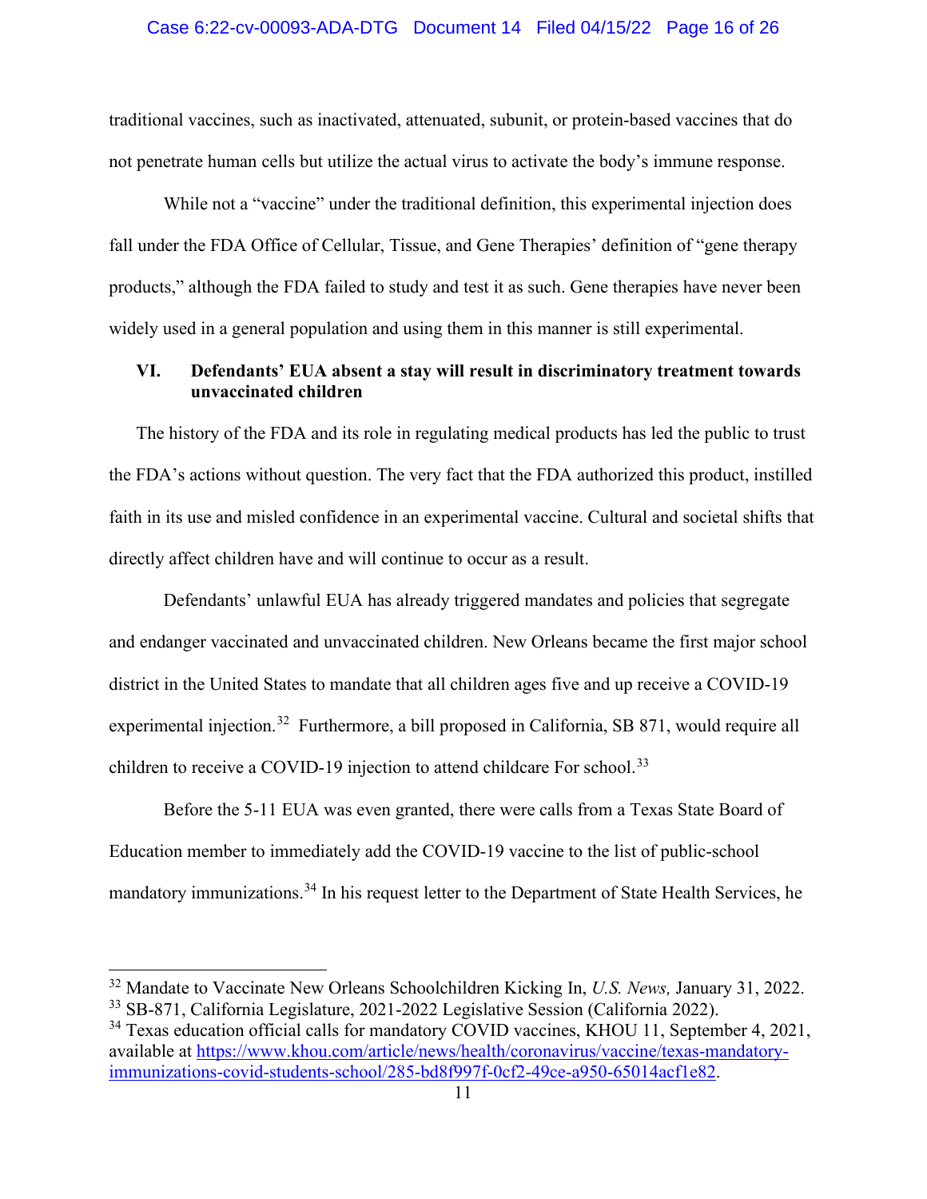traditional vaccines, such as inactivated, attenuated, subunit, or protein-based vaccines that do not penetrate human cells but utilize the actual virus to activate the body's immune response.

While not a "vaccine" under the traditional definition, this experimental injection does fall under the FDA Office of Cellular, Tissue, and Gene Therapies' definition of "gene therapy products," although the FDA failed to study and test it as such. Gene therapies have never been widely used in a general population and using them in this manner is still experimental.

### VI. Defendants' EUA absent a stay will result in discriminatory treatment towards unvaccinated children

The history of the FDA and its role in regulating medical products has led the public to trust the FDA's actions without question. The very fact that the FDA authorized this product, instilled faith in its use and misled confidence in an experimental vaccine. Cultural and societal shifts that directly affect children have and will continue to occur as a result.

Defendants' unlawful EUA has already triggered mandates and policies that segregate and endanger vaccinated and unvaccinated children. New Orleans became the first major school district in the United States to mandate that all children ages five and up receive a COVID-19 experimental injection.[32] Furthermore, a bill proposed in California, SB 871, would require all children to receive a COVID-19 injection to attend childcare For school.[33]

Before the 5-11 EUA was even granted, there were calls from a Texas State Board of Education member to immediately add the COVID-19 vaccine to the list of public-school mandatory immunizations.[34] In his request letter to the Department of State Health Services, he

---

[32] Mandate to Vaccinate New Orleans Schoolchildren Kicking In, *U.S. News,* January 31, 2022.

[33] SB-871, California Legislature, 2021-2022 Legislative Session (California 2022).

[34] Texas education official calls for mandatory COVID vaccines, KHOU 11, September 4, 2021, available at https://www.khou.com/article/news/health/coronavirus/vaccine/texas-mandatory-immunizations-covid-students-school/285-bd8f997f-0cf2-49ce-a950-65014acf1e82.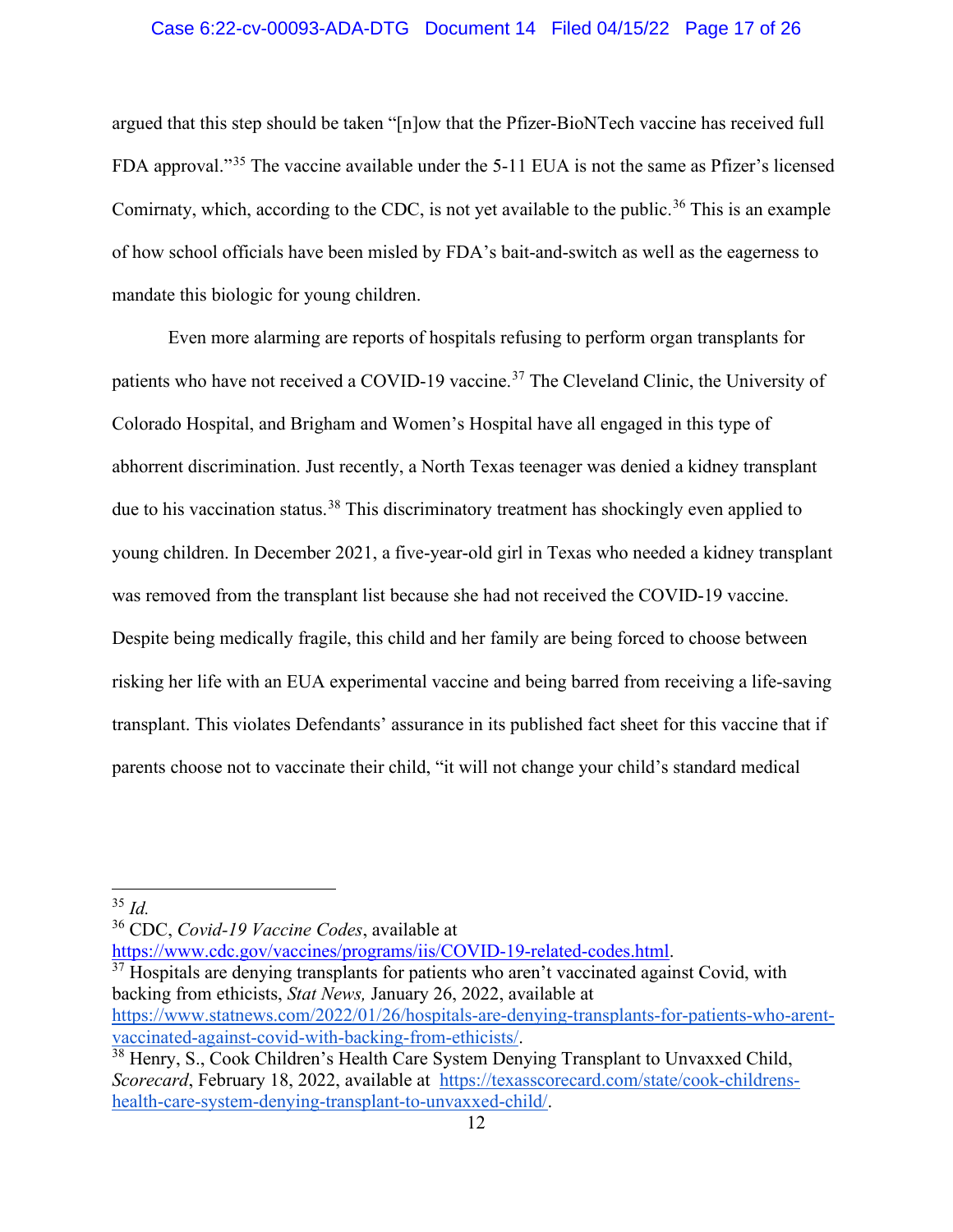argued that this step should be taken "[n]ow that the Pfizer-BioNTech vaccine has received full FDA approval."[35] The vaccine available under the 5-11 EUA is not the same as Pfizer's licensed Comirnaty, which, according to the CDC, is not yet available to the public.[36] This is an example of how school officials have been misled by FDA's bait-and-switch as well as the eagerness to mandate this biologic for young children.

Even more alarming are reports of hospitals refusing to perform organ transplants for patients who have not received a COVID-19 vaccine.[37] The Cleveland Clinic, the University of Colorado Hospital, and Brigham and Women's Hospital have all engaged in this type of abhorrent discrimination. Just recently, a North Texas teenager was denied a kidney transplant due to his vaccination status.[38] This discriminatory treatment has shockingly even applied to young children. In December 2021, a five-year-old girl in Texas who needed a kidney transplant was removed from the transplant list because she had not received the COVID-19 vaccine. Despite being medically fragile, this child and her family are being forced to choose between risking her life with an EUA experimental vaccine and being barred from receiving a life-saving transplant. This violates Defendants' assurance in its published fact sheet for this vaccine that if parents choose not to vaccinate their child, "it will not change your child's standard medical

---

[35] *Id.*

[36] CDC, *Covid-19 Vaccine Codes*, available at https://www.cdc.gov/vaccines/programs/iis/COVID-19-related-codes.html.

[37] Hospitals are denying transplants for patients who aren't vaccinated against Covid, with backing from ethicists, *Stat News,* January 26, 2022, available at https://www.statnews.com/2022/01/26/hospitals-are-denying-transplants-for-patients-who-arent-vaccinated-against-covid-with-backing-from-ethicists/.

[38] Henry, S., Cook Children's Health Care System Denying Transplant to Unvaxxed Child, *Scorecard*, February 18, 2022, available at https://texasscorecard.com/state/cook-childrens-health-care-system-denying-transplant-to-unvaxxed-child/.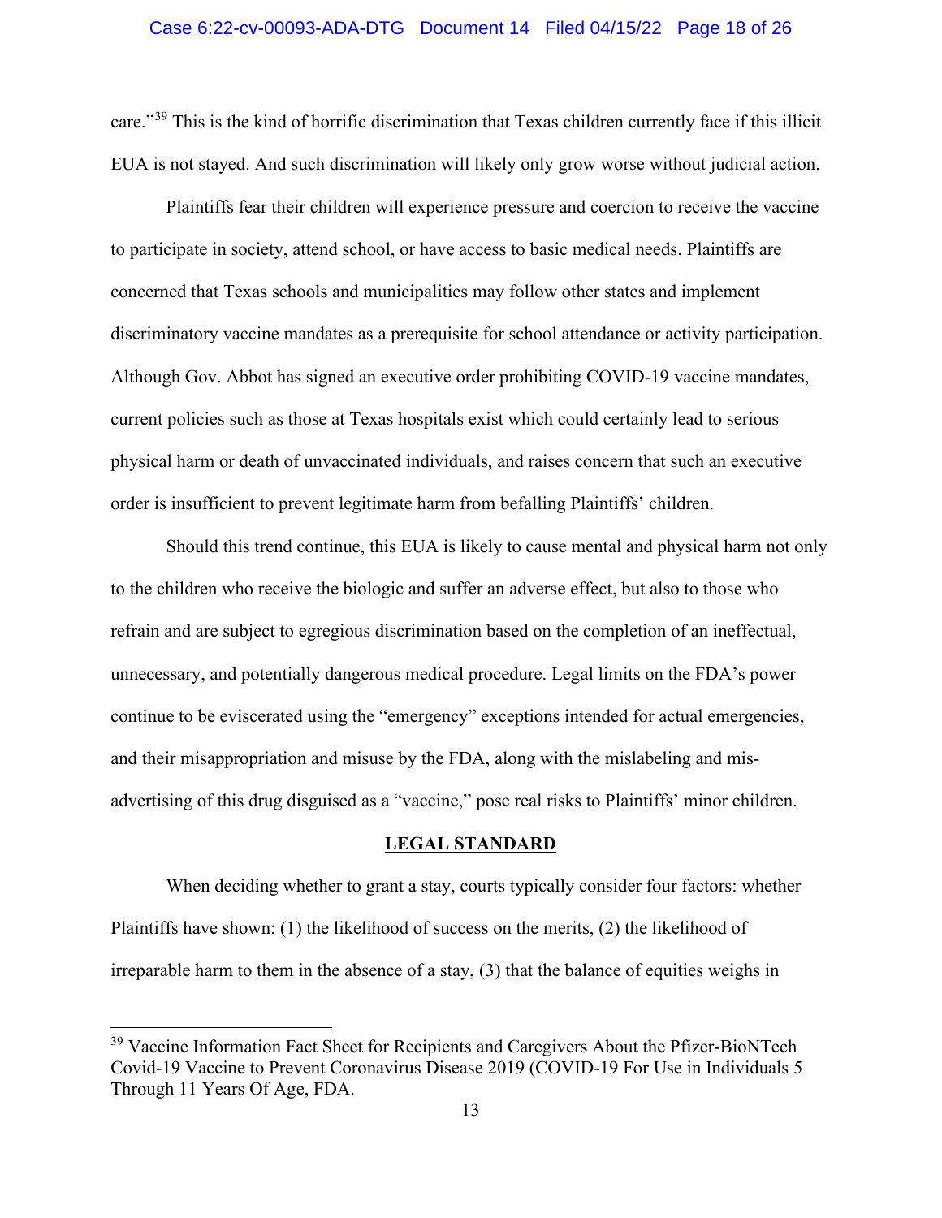care."[39] This is the kind of horrific discrimination that Texas children currently face if this illicit EUA is not stayed. And such discrimination will likely only grow worse without judicial action.

Plaintiffs fear their children will experience pressure and coercion to receive the vaccine to participate in society, attend school, or have access to basic medical needs. Plaintiffs are concerned that Texas schools and municipalities may follow other states and implement discriminatory vaccine mandates as a prerequisite for school attendance or activity participation. Although Gov. Abbot has signed an executive order prohibiting COVID-19 vaccine mandates, current policies such as those at Texas hospitals exist which could certainly lead to serious physical harm or death of unvaccinated individuals, and raises concern that such an executive order is insufficient to prevent legitimate harm from befalling Plaintiffs' children.

Should this trend continue, this EUA is likely to cause mental and physical harm not only to the children who receive the biologic and suffer an adverse effect, but also to those who refrain and are subject to egregious discrimination based on the completion of an ineffectual, unnecessary, and potentially dangerous medical procedure. Legal limits on the FDA's power continue to be eviscerated using the "emergency" exceptions intended for actual emergencies, and their misappropriation and misuse by the FDA, along with the mislabeling and mis-advertising of this drug disguised as a "vaccine," pose real risks to Plaintiffs' minor children.

## LEGAL STANDARD

When deciding whether to grant a stay, courts typically consider four factors: whether Plaintiffs have shown: (1) the likelihood of success on the merits, (2) the likelihood of irreparable harm to them in the absence of a stay, (3) that the balance of equities weighs in

---

[39] Vaccine Information Fact Sheet for Recipients and Caregivers About the Pfizer-BioNTech Covid-19 Vaccine to Prevent Coronavirus Disease 2019 (COVID-19 For Use in Individuals 5 Through 11 Years Of Age, FDA.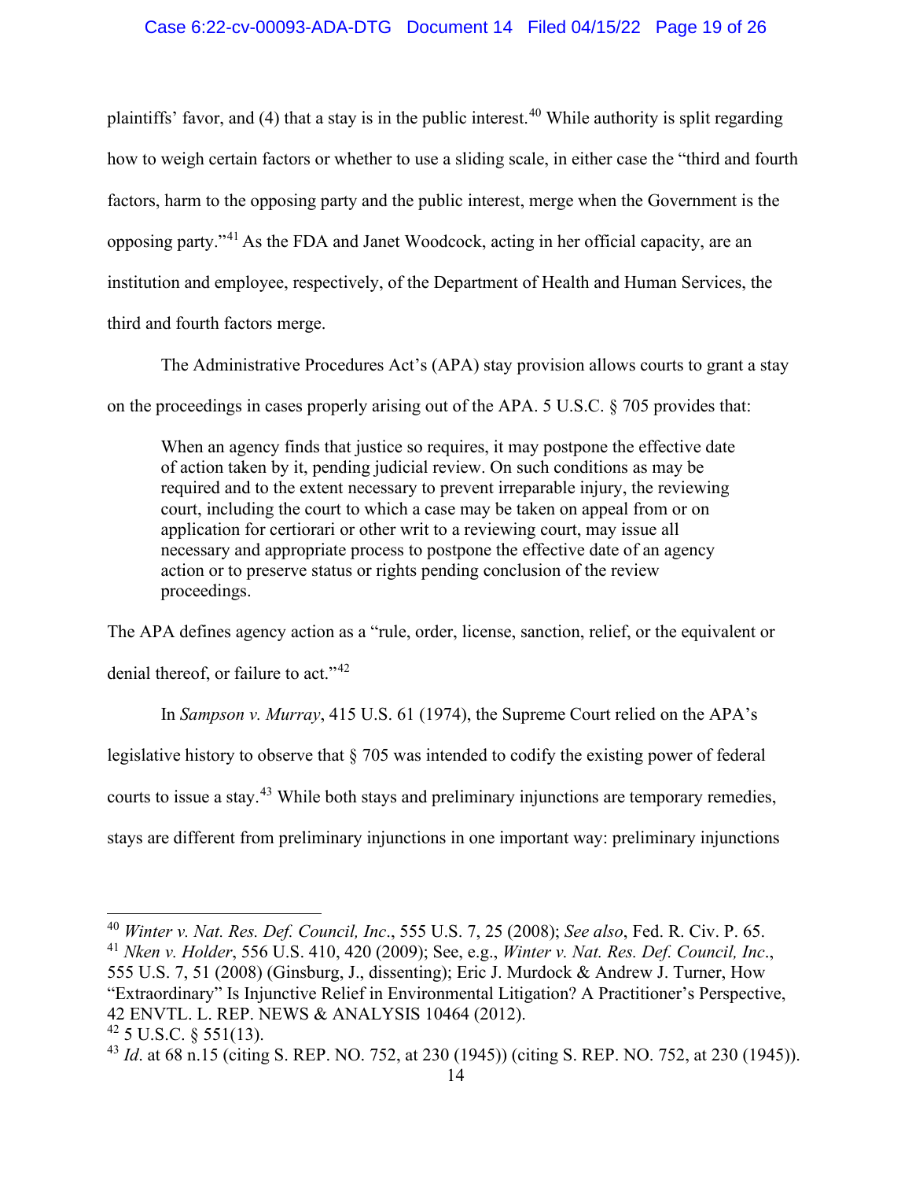plaintiffs' favor, and (4) that a stay is in the public interest.[40] While authority is split regarding how to weigh certain factors or whether to use a sliding scale, in either case the "third and fourth factors, harm to the opposing party and the public interest, merge when the Government is the opposing party."[41] As the FDA and Janet Woodcock, acting in her official capacity, are an institution and employee, respectively, of the Department of Health and Human Services, the third and fourth factors merge.

The Administrative Procedures Act's (APA) stay provision allows courts to grant a stay on the proceedings in cases properly arising out of the APA. 5 U.S.C. § 705 provides that:

> When an agency finds that justice so requires, it may postpone the effective date of action taken by it, pending judicial review. On such conditions as may be required and to the extent necessary to prevent irreparable injury, the reviewing court, including the court to which a case may be taken on appeal from or on application for certiorari or other writ to a reviewing court, may issue all necessary and appropriate process to postpone the effective date of an agency action or to preserve status or rights pending conclusion of the review proceedings.

The APA defines agency action as a "rule, order, license, sanction, relief, or the equivalent or denial thereof, or failure to act."[42]

In *Sampson v. Murray*, 415 U.S. 61 (1974), the Supreme Court relied on the APA's legislative history to observe that § 705 was intended to codify the existing power of federal courts to issue a stay.[43] While both stays and preliminary injunctions are temporary remedies, stays are different from preliminary injunctions in one important way: preliminary injunctions

---

[40] *Winter v. Nat. Res. Def. Council, Inc*., 555 U.S. 7, 25 (2008); *See also*, Fed. R. Civ. P. 65.

[41] *Nken v. Holder*, 556 U.S. 410, 420 (2009); See, e.g., *Winter v. Nat. Res. Def. Council, Inc*., 555 U.S. 7, 51 (2008) (Ginsburg, J., dissenting); Eric J. Murdock & Andrew J. Turner, How "Extraordinary" Is Injunctive Relief in Environmental Litigation? A Practitioner's Perspective, 42 ENVTL. L. REP. NEWS & ANALYSIS 10464 (2012).

[42] 5 U.S.C. § 551(13).

[43] *Id*. at 68 n.15 (citing S. REP. NO. 752, at 230 (1945)) (citing S. REP. NO. 752, at 230 (1945)).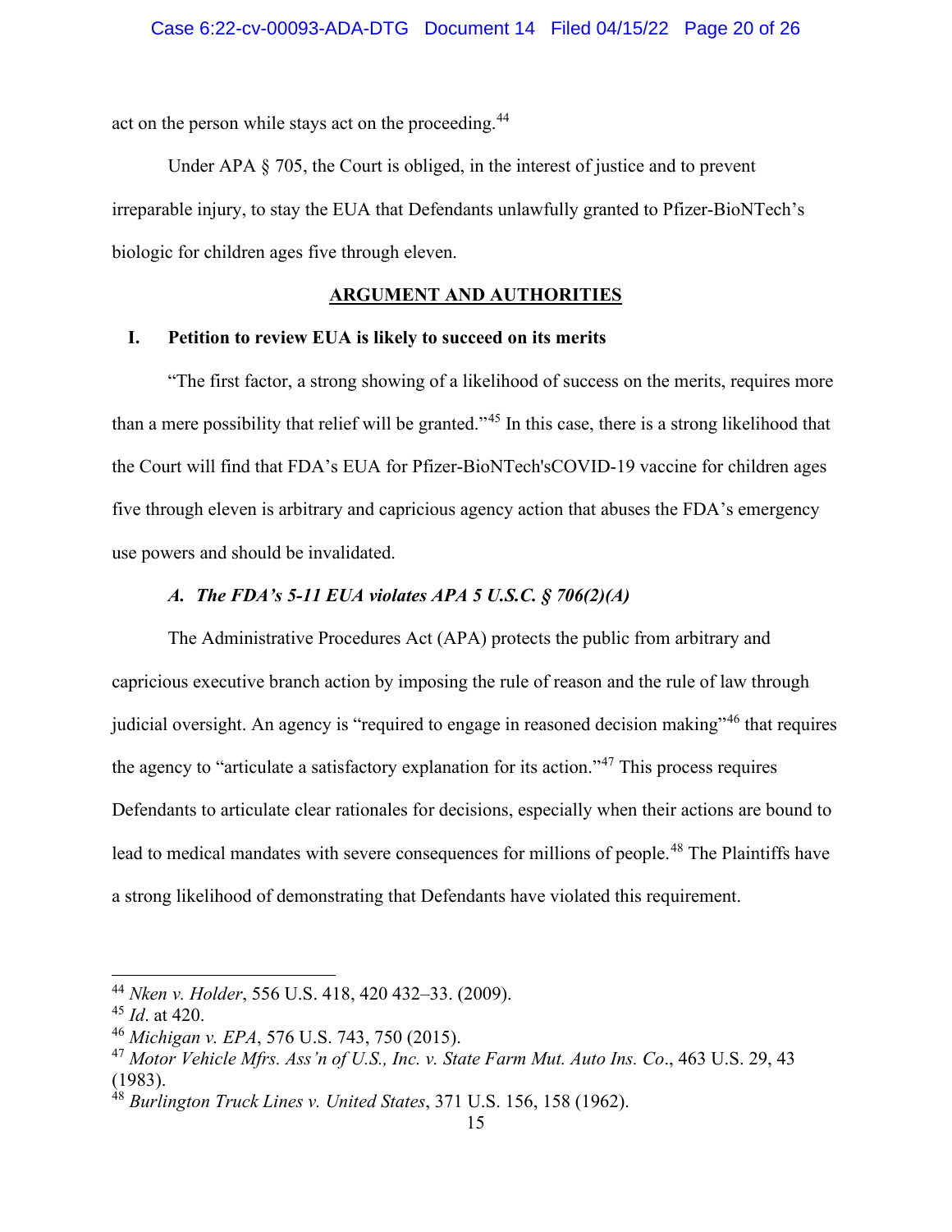act on the person while stays act on the proceeding.[44]

Under APA § 705, the Court is obliged, in the interest of justice and to prevent irreparable injury, to stay the EUA that Defendants unlawfully granted to Pfizer-BioNTech's biologic for children ages five through eleven.

## ARGUMENT AND AUTHORITIES

### I. Petition to review EUA is likely to succeed on its merits

"The first factor, a strong showing of a likelihood of success on the merits, requires more than a mere possibility that relief will be granted."[45] In this case, there is a strong likelihood that the Court will find that FDA's EUA for Pfizer-BioNTech'sCOVID-19 vaccine for children ages five through eleven is arbitrary and capricious agency action that abuses the FDA's emergency use powers and should be invalidated.

#### *A. The FDA's 5-11 EUA violates APA 5 U.S.C. § 706(2)(A)*

The Administrative Procedures Act (APA) protects the public from arbitrary and capricious executive branch action by imposing the rule of reason and the rule of law through judicial oversight. An agency is "required to engage in reasoned decision making"[46] that requires the agency to "articulate a satisfactory explanation for its action."[47] This process requires Defendants to articulate clear rationales for decisions, especially when their actions are bound to lead to medical mandates with severe consequences for millions of people.[48] The Plaintiffs have a strong likelihood of demonstrating that Defendants have violated this requirement.

---

[44] *Nken v. Holder*, 556 U.S. 418, 420 432–33. (2009).

[45] *Id*. at 420.

[46] *Michigan v. EPA*, 576 U.S. 743, 750 (2015).

[47] *Motor Vehicle Mfrs. Ass'n of U.S., Inc. v. State Farm Mut. Auto Ins. Co*., 463 U.S. 29, 43 (1983).

[48] *Burlington Truck Lines v. United States*, 371 U.S. 156, 158 (1962).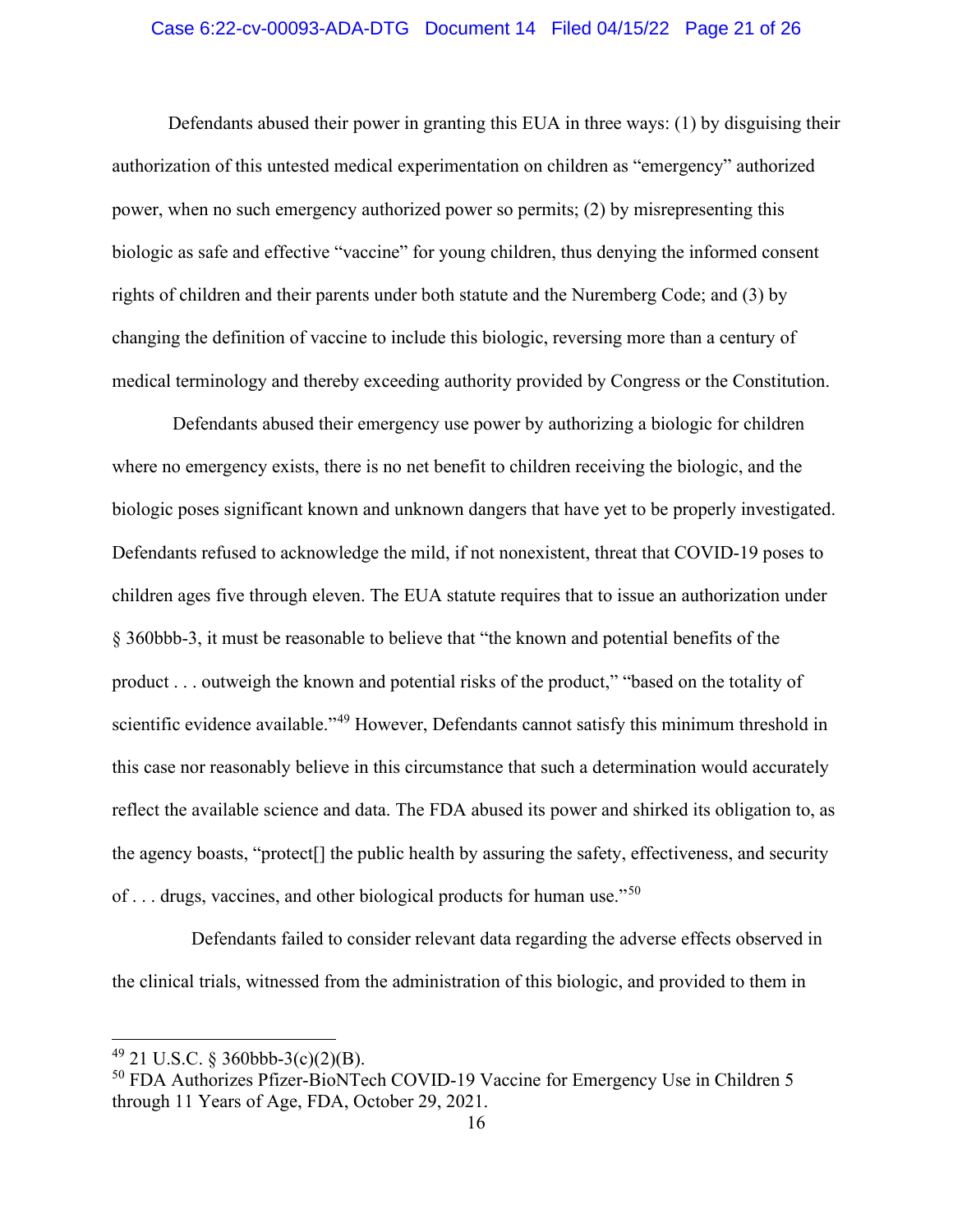Defendants abused their power in granting this EUA in three ways: (1) by disguising their authorization of this untested medical experimentation on children as "emergency" authorized power, when no such emergency authorized power so permits; (2) by misrepresenting this biologic as safe and effective "vaccine" for young children, thus denying the informed consent rights of children and their parents under both statute and the Nuremberg Code; and (3) by changing the definition of vaccine to include this biologic, reversing more than a century of medical terminology and thereby exceeding authority provided by Congress or the Constitution.

Defendants abused their emergency use power by authorizing a biologic for children where no emergency exists, there is no net benefit to children receiving the biologic, and the biologic poses significant known and unknown dangers that have yet to be properly investigated. Defendants refused to acknowledge the mild, if not nonexistent, threat that COVID-19 poses to children ages five through eleven. The EUA statute requires that to issue an authorization under § 360bbb-3, it must be reasonable to believe that "the known and potential benefits of the product . . . outweigh the known and potential risks of the product," "based on the totality of scientific evidence available."[49] However, Defendants cannot satisfy this minimum threshold in this case nor reasonably believe in this circumstance that such a determination would accurately reflect the available science and data. The FDA abused its power and shirked its obligation to, as the agency boasts, "protect[] the public health by assuring the safety, effectiveness, and security of . . . drugs, vaccines, and other biological products for human use."[50]

Defendants failed to consider relevant data regarding the adverse effects observed in the clinical trials, witnessed from the administration of this biologic, and provided to them in

---

[49] 21 U.S.C. § 360bbb-3(c)(2)(B).

[50] FDA Authorizes Pfizer-BioNTech COVID-19 Vaccine for Emergency Use in Children 5 through 11 Years of Age, FDA, October 29, 2021.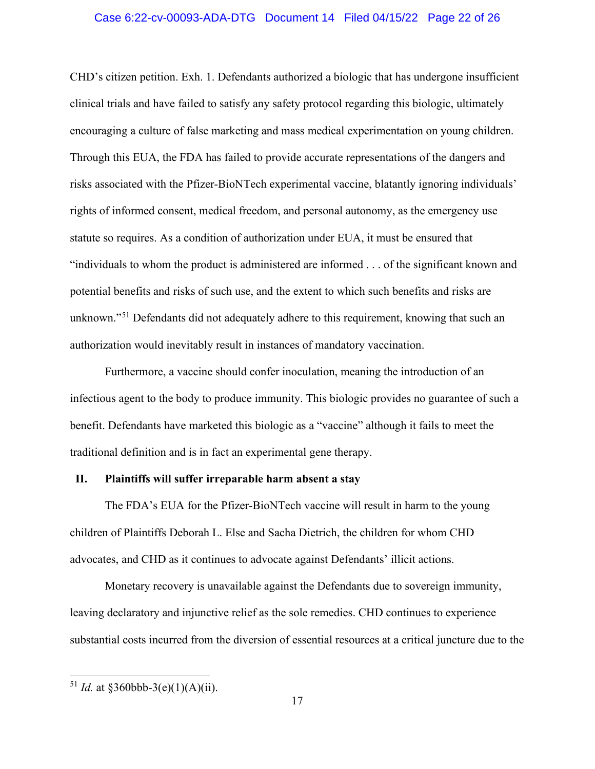CHD's citizen petition. Exh. 1. Defendants authorized a biologic that has undergone insufficient clinical trials and have failed to satisfy any safety protocol regarding this biologic, ultimately encouraging a culture of false marketing and mass medical experimentation on young children. Through this EUA, the FDA has failed to provide accurate representations of the dangers and risks associated with the Pfizer-BioNTech experimental vaccine, blatantly ignoring individuals' rights of informed consent, medical freedom, and personal autonomy, as the emergency use statute so requires. As a condition of authorization under EUA, it must be ensured that "individuals to whom the product is administered are informed . . . of the significant known and potential benefits and risks of such use, and the extent to which such benefits and risks are unknown."[51] Defendants did not adequately adhere to this requirement, knowing that such an authorization would inevitably result in instances of mandatory vaccination.

Furthermore, a vaccine should confer inoculation, meaning the introduction of an infectious agent to the body to produce immunity. This biologic provides no guarantee of such a benefit. Defendants have marketed this biologic as a "vaccine" although it fails to meet the traditional definition and is in fact an experimental gene therapy.

## II. Plaintiffs will suffer irreparable harm absent a stay

The FDA's EUA for the Pfizer-BioNTech vaccine will result in harm to the young children of Plaintiffs Deborah L. Else and Sacha Dietrich, the children for whom CHD advocates, and CHD as it continues to advocate against Defendants' illicit actions.

Monetary recovery is unavailable against the Defendants due to sovereign immunity, leaving declaratory and injunctive relief as the sole remedies. CHD continues to experience substantial costs incurred from the diversion of essential resources at a critical juncture due to the

---

[51] *Id.* at §360bbb-3(e)(1)(A)(ii).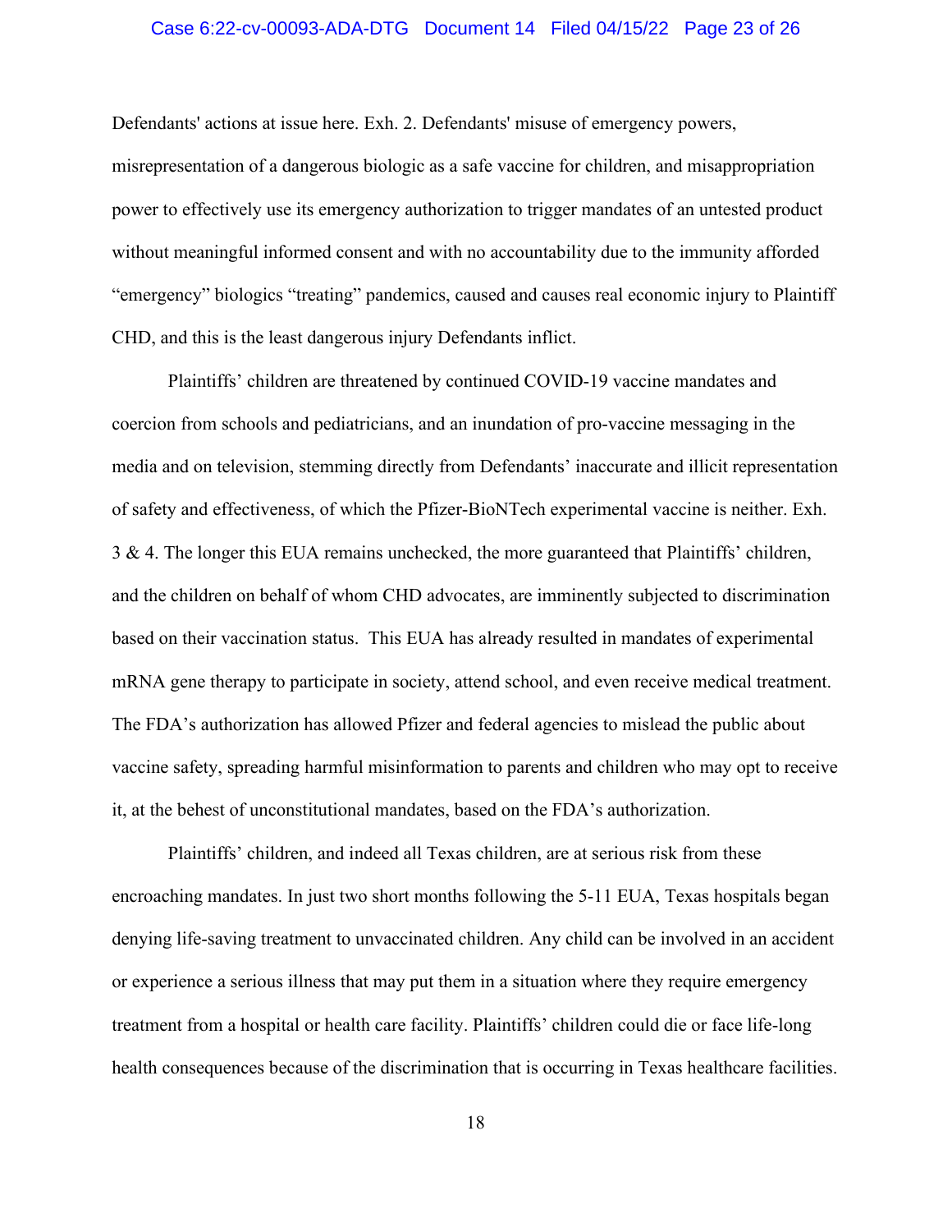Defendants' actions at issue here. Exh. 2. Defendants' misuse of emergency powers, misrepresentation of a dangerous biologic as a safe vaccine for children, and misappropriation power to effectively use its emergency authorization to trigger mandates of an untested product without meaningful informed consent and with no accountability due to the immunity afforded "emergency" biologics "treating" pandemics, caused and causes real economic injury to Plaintiff CHD, and this is the least dangerous injury Defendants inflict.

Plaintiffs' children are threatened by continued COVID-19 vaccine mandates and coercion from schools and pediatricians, and an inundation of pro-vaccine messaging in the media and on television, stemming directly from Defendants' inaccurate and illicit representation of safety and effectiveness, of which the Pfizer-BioNTech experimental vaccine is neither. Exh. 3 & 4. The longer this EUA remains unchecked, the more guaranteed that Plaintiffs' children, and the children on behalf of whom CHD advocates, are imminently subjected to discrimination based on their vaccination status. This EUA has already resulted in mandates of experimental mRNA gene therapy to participate in society, attend school, and even receive medical treatment. The FDA's authorization has allowed Pfizer and federal agencies to mislead the public about vaccine safety, spreading harmful misinformation to parents and children who may opt to receive it, at the behest of unconstitutional mandates, based on the FDA's authorization.

Plaintiffs' children, and indeed all Texas children, are at serious risk from these encroaching mandates. In just two short months following the 5-11 EUA, Texas hospitals began denying life-saving treatment to unvaccinated children. Any child can be involved in an accident or experience a serious illness that may put them in a situation where they require emergency treatment from a hospital or health care facility. Plaintiffs' children could die or face life-long health consequences because of the discrimination that is occurring in Texas healthcare facilities.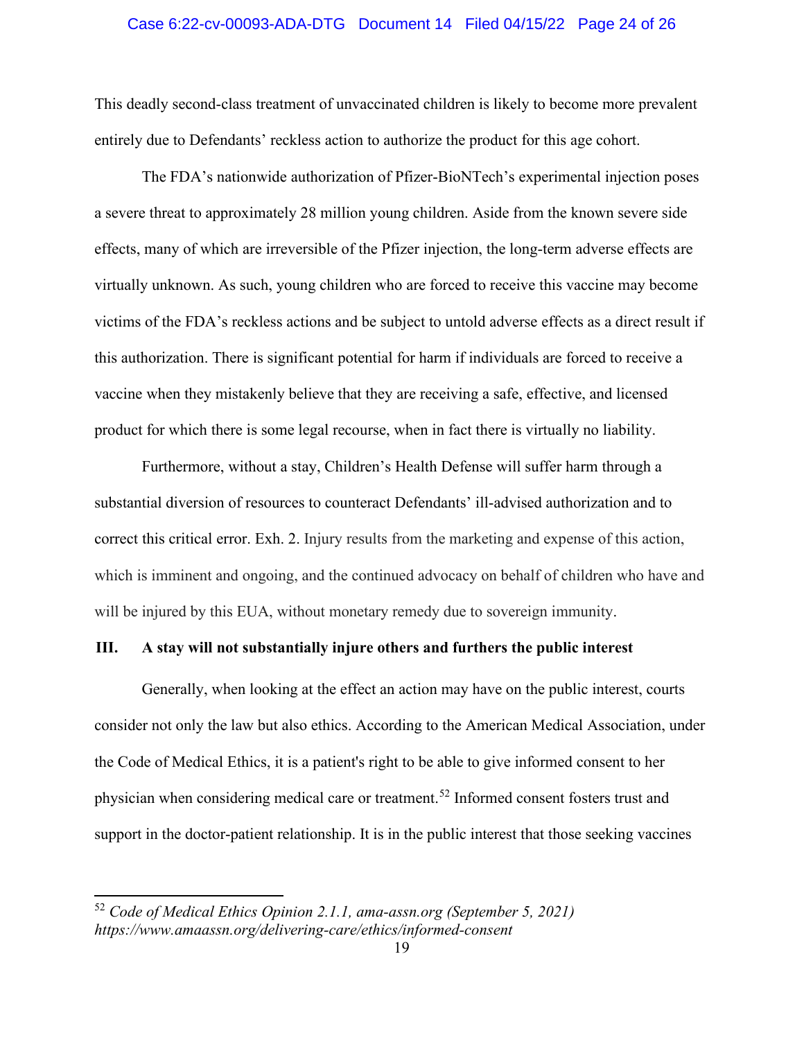This deadly second-class treatment of unvaccinated children is likely to become more prevalent entirely due to Defendants' reckless action to authorize the product for this age cohort.

The FDA's nationwide authorization of Pfizer-BioNTech's experimental injection poses a severe threat to approximately 28 million young children. Aside from the known severe side effects, many of which are irreversible of the Pfizer injection, the long-term adverse effects are virtually unknown. As such, young children who are forced to receive this vaccine may become victims of the FDA's reckless actions and be subject to untold adverse effects as a direct result if this authorization. There is significant potential for harm if individuals are forced to receive a vaccine when they mistakenly believe that they are receiving a safe, effective, and licensed product for which there is some legal recourse, when in fact there is virtually no liability.

Furthermore, without a stay, Children's Health Defense will suffer harm through a substantial diversion of resources to counteract Defendants' ill-advised authorization and to correct this critical error. Exh. 2. Injury results from the marketing and expense of this action, which is imminent and ongoing, and the continued advocacy on behalf of children who have and will be injured by this EUA, without monetary remedy due to sovereign immunity.

### III. A stay will not substantially injure others and furthers the public interest

Generally, when looking at the effect an action may have on the public interest, courts consider not only the law but also ethics. According to the American Medical Association, under the Code of Medical Ethics, it is a patient's right to be able to give informed consent to her physician when considering medical care or treatment.[52] Informed consent fosters trust and support in the doctor-patient relationship. It is in the public interest that those seeking vaccines

---

[52] *Code of Medical Ethics Opinion 2.1.1, ama-assn.org (September 5, 2021) https://www.amaassn.org/delivering-care/ethics/informed-consent*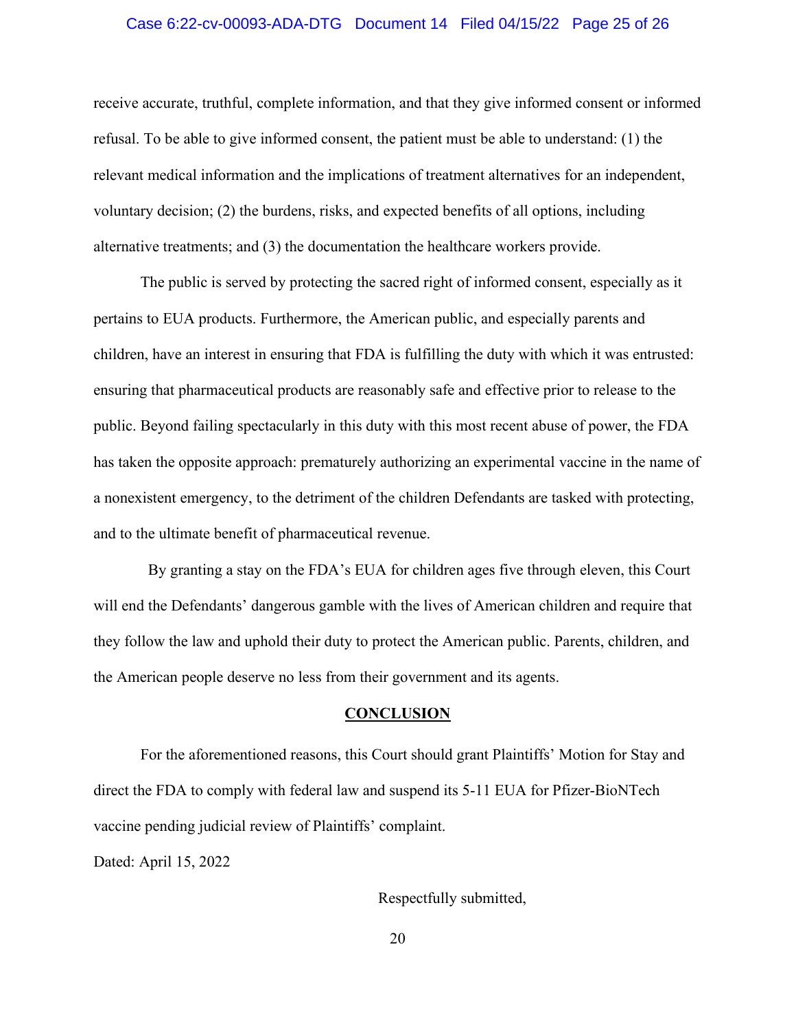receive accurate, truthful, complete information, and that they give informed consent or informed refusal. To be able to give informed consent, the patient must be able to understand: (1) the relevant medical information and the implications of treatment alternatives for an independent, voluntary decision; (2) the burdens, risks, and expected benefits of all options, including alternative treatments; and (3) the documentation the healthcare workers provide.

The public is served by protecting the sacred right of informed consent, especially as it pertains to EUA products. Furthermore, the American public, and especially parents and children, have an interest in ensuring that FDA is fulfilling the duty with which it was entrusted: ensuring that pharmaceutical products are reasonably safe and effective prior to release to the public. Beyond failing spectacularly in this duty with this most recent abuse of power, the FDA has taken the opposite approach: prematurely authorizing an experimental vaccine in the name of a nonexistent emergency, to the detriment of the children Defendants are tasked with protecting, and to the ultimate benefit of pharmaceutical revenue.

By granting a stay on the FDA's EUA for children ages five through eleven, this Court will end the Defendants' dangerous gamble with the lives of American children and require that they follow the law and uphold their duty to protect the American public. Parents, children, and the American people deserve no less from their government and its agents.

## CONCLUSION

For the aforementioned reasons, this Court should grant Plaintiffs' Motion for Stay and direct the FDA to comply with federal law and suspend its 5-11 EUA for Pfizer-BioNTech vaccine pending judicial review of Plaintiffs' complaint.

Dated: April 15, 2022

Respectfully submitted,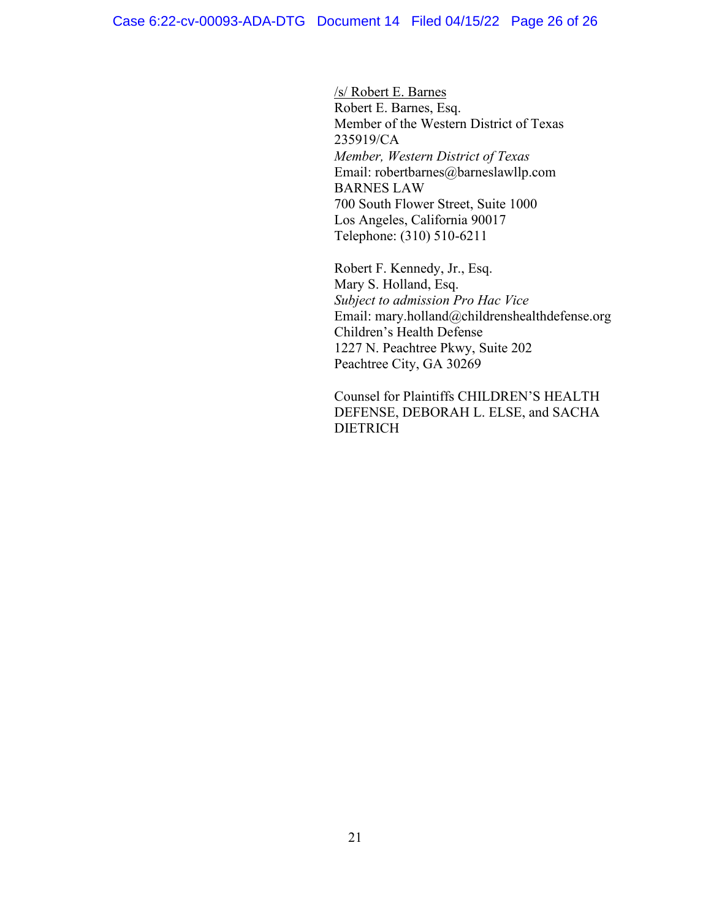/s/ Robert E. Barnes
Robert E. Barnes, Esq.
Member of the Western District of Texas
235919/CA
*Member, Western District of Texas*
Email: robertbarnes@barneslawllp.com
BARNES LAW
700 South Flower Street, Suite 1000
Los Angeles, California 90017
Telephone: (310) 510-6211

Robert F. Kennedy, Jr., Esq.
Mary S. Holland, Esq.
*Subject to admission Pro Hac Vice*
Email: mary.holland@childrenshealthdefense.org
Children's Health Defense
1227 N. Peachtree Pkwy, Suite 202
Peachtree City, GA 30269

Counsel for Plaintiffs CHILDREN'S HEALTH DEFENSE, DEBORAH L. ELSE, and SACHA DIETRICH